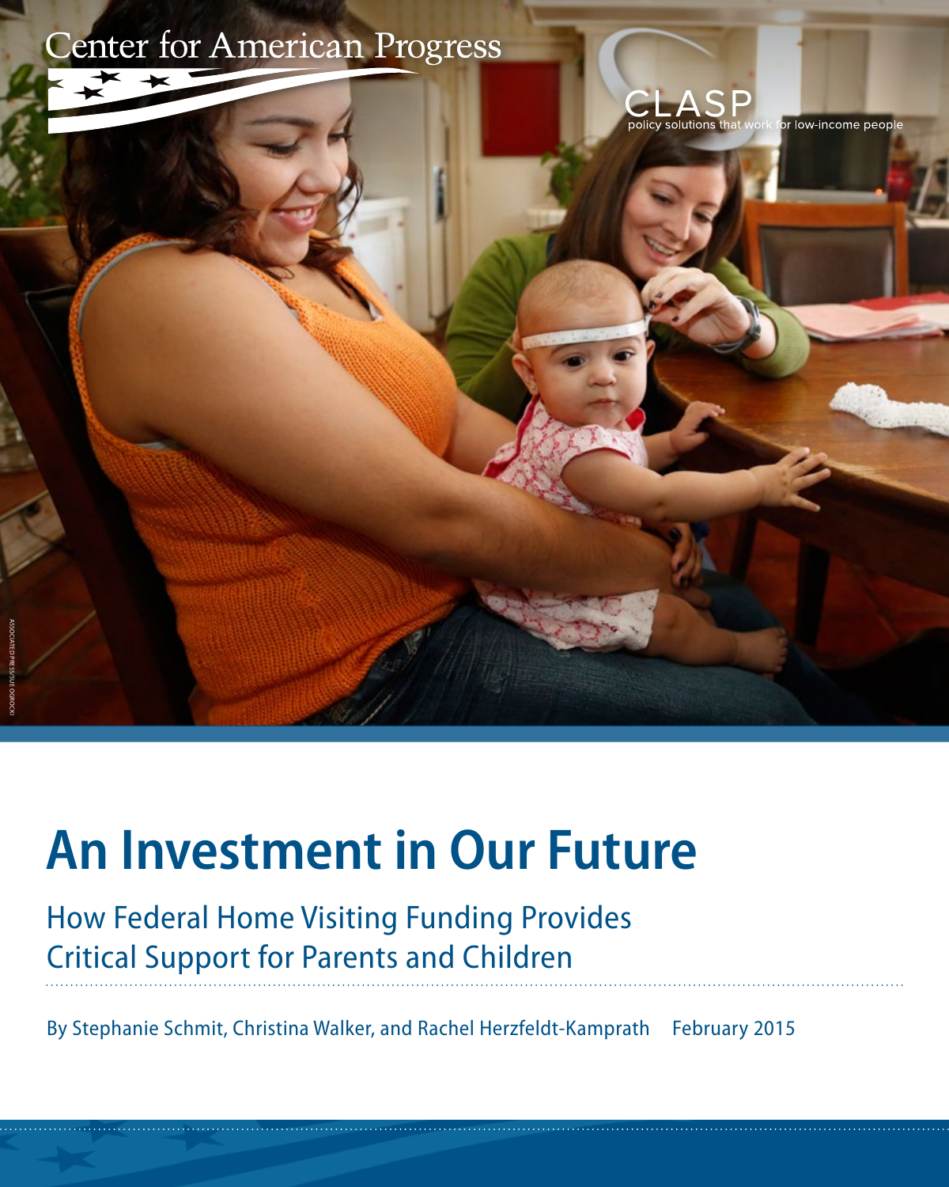Center for American Progress

CLASP
policy solutions that work for low-income people

ASSOCIATED PRESS/SUE OGROCKI

# An Investment in Our Future

## How Federal Home Visiting Funding Provides Critical Support for Parents and Children

By Stephanie Schmit, Christina Walker, and Rachel Herzfeldt-Kamprath February 2015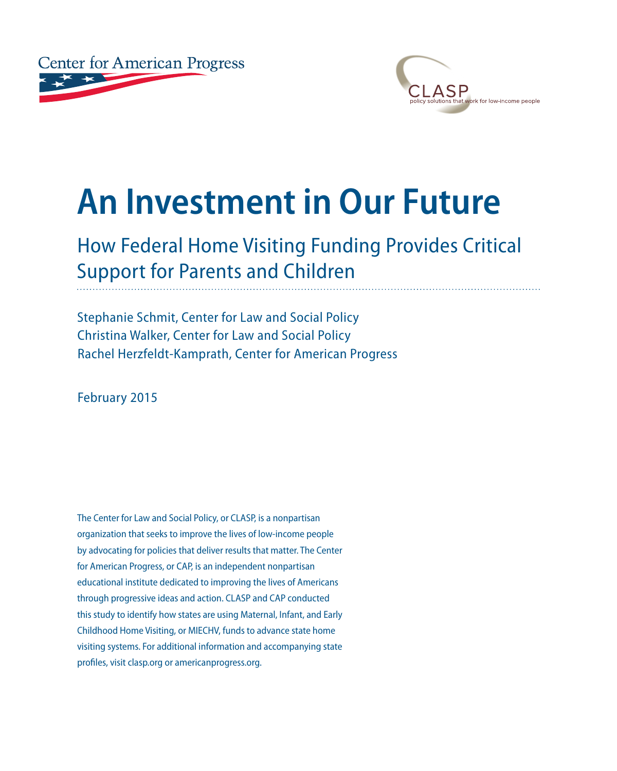Center for American Progress

CLASP
policy solutions that work for low-income people

# An Investment in Our Future

## How Federal Home Visiting Funding Provides Critical Support for Parents and Children

Stephanie Schmit, Center for Law and Social Policy
Christina Walker, Center for Law and Social Policy
Rachel Herzfeldt-Kamprath, Center for American Progress

February 2015

The Center for Law and Social Policy, or CLASP, is a nonpartisan organization that seeks to improve the lives of low-income people by advocating for policies that deliver results that matter. The Center for American Progress, or CAP, is an independent nonpartisan educational institute dedicated to improving the lives of Americans through progressive ideas and action. CLASP and CAP conducted this study to identify how states are using Maternal, Infant, and Early Childhood Home Visiting, or MIECHV, funds to advance state home visiting systems. For additional information and accompanying state profiles, visit clasp.org or americanprogress.org.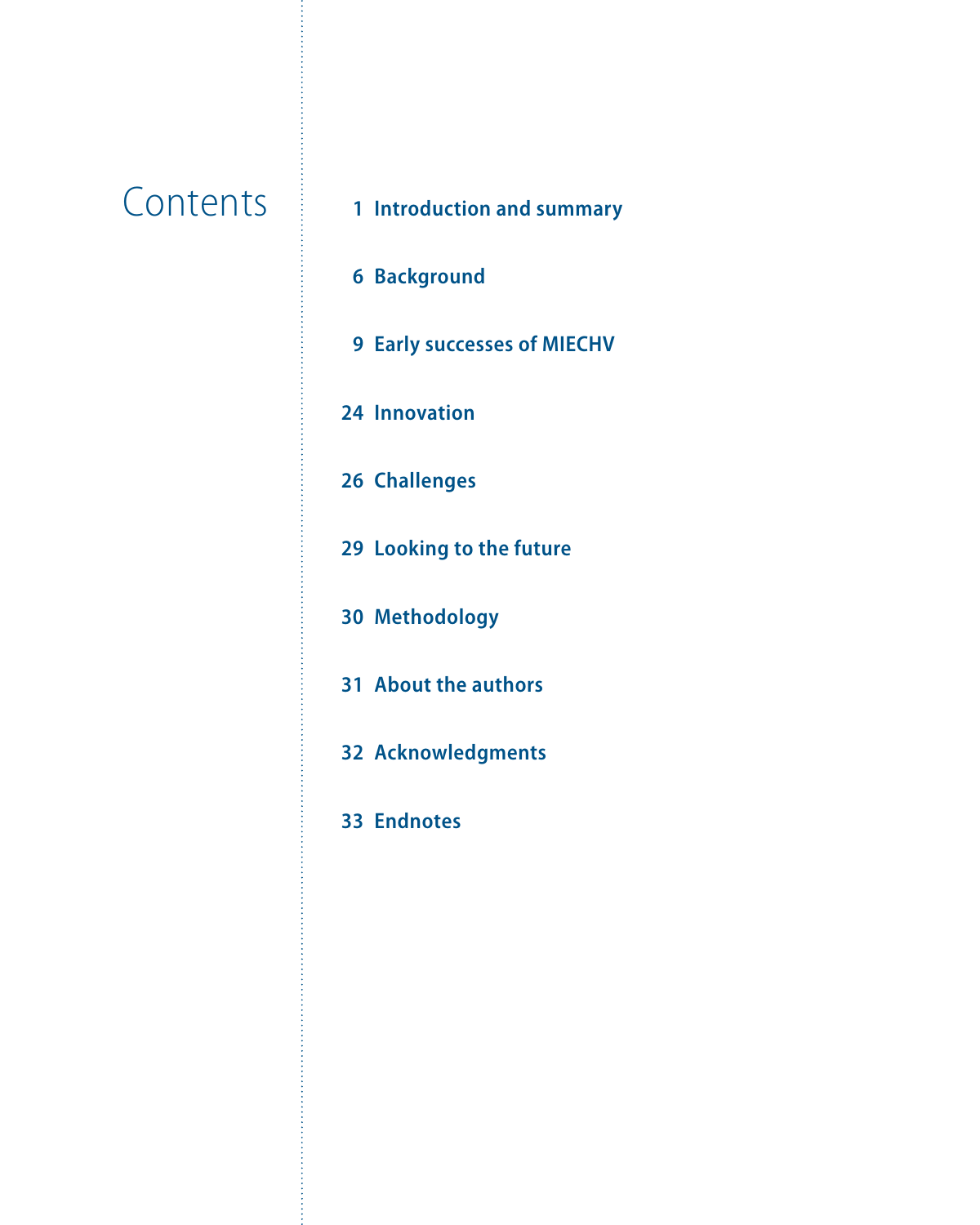# Contents

1 **Introduction and summary**

6 **Background**

9 **Early successes of MIECHV**

24 **Innovation**

26 **Challenges**

29 **Looking to the future**

30 **Methodology**

31 **About the authors**

32 **Acknowledgments**

33 **Endnotes**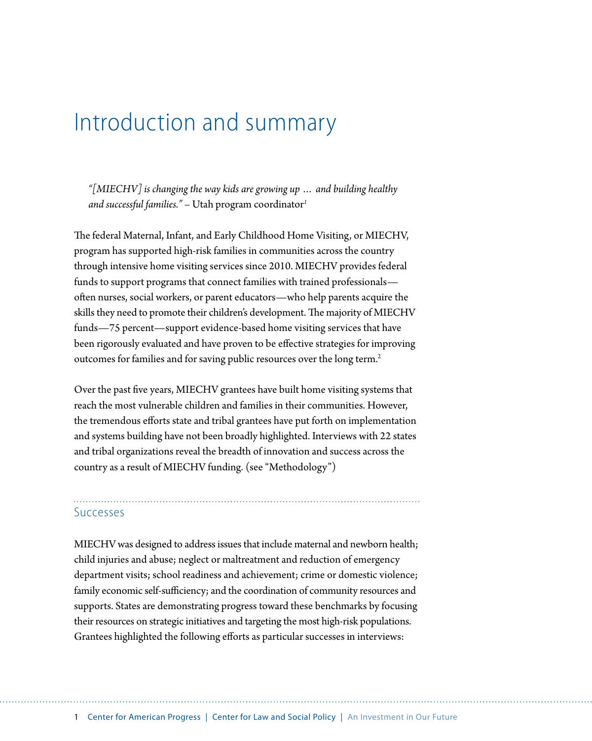# Introduction and summary

> *"[MIECHV] is changing the way kids are growing up … and building healthy and successful families."* – Utah program coordinator[1]

The federal Maternal, Infant, and Early Childhood Home Visiting, or MIECHV, program has supported high-risk families in communities across the country through intensive home visiting services since 2010. MIECHV provides federal funds to support programs that connect families with trained professionals—often nurses, social workers, or parent educators—who help parents acquire the skills they need to promote their children's development. The majority of MIECHV funds—75 percent—support evidence-based home visiting services that have been rigorously evaluated and have proven to be effective strategies for improving outcomes for families and for saving public resources over the long term.[2]

Over the past five years, MIECHV grantees have built home visiting systems that reach the most vulnerable children and families in their communities. However, the tremendous efforts state and tribal grantees have put forth on implementation and systems building have not been broadly highlighted. Interviews with 22 states and tribal organizations reveal the breadth of innovation and success across the country as a result of MIECHV funding. (see "Methodology")

## Successes

MIECHV was designed to address issues that include maternal and newborn health; child injuries and abuse; neglect or maltreatment and reduction of emergency department visits; school readiness and achievement; crime or domestic violence; family economic self-sufficiency; and the coordination of community resources and supports. States are demonstrating progress toward these benchmarks by focusing their resources on strategic initiatives and targeting the most high-risk populations. Grantees highlighted the following efforts as particular successes in interviews: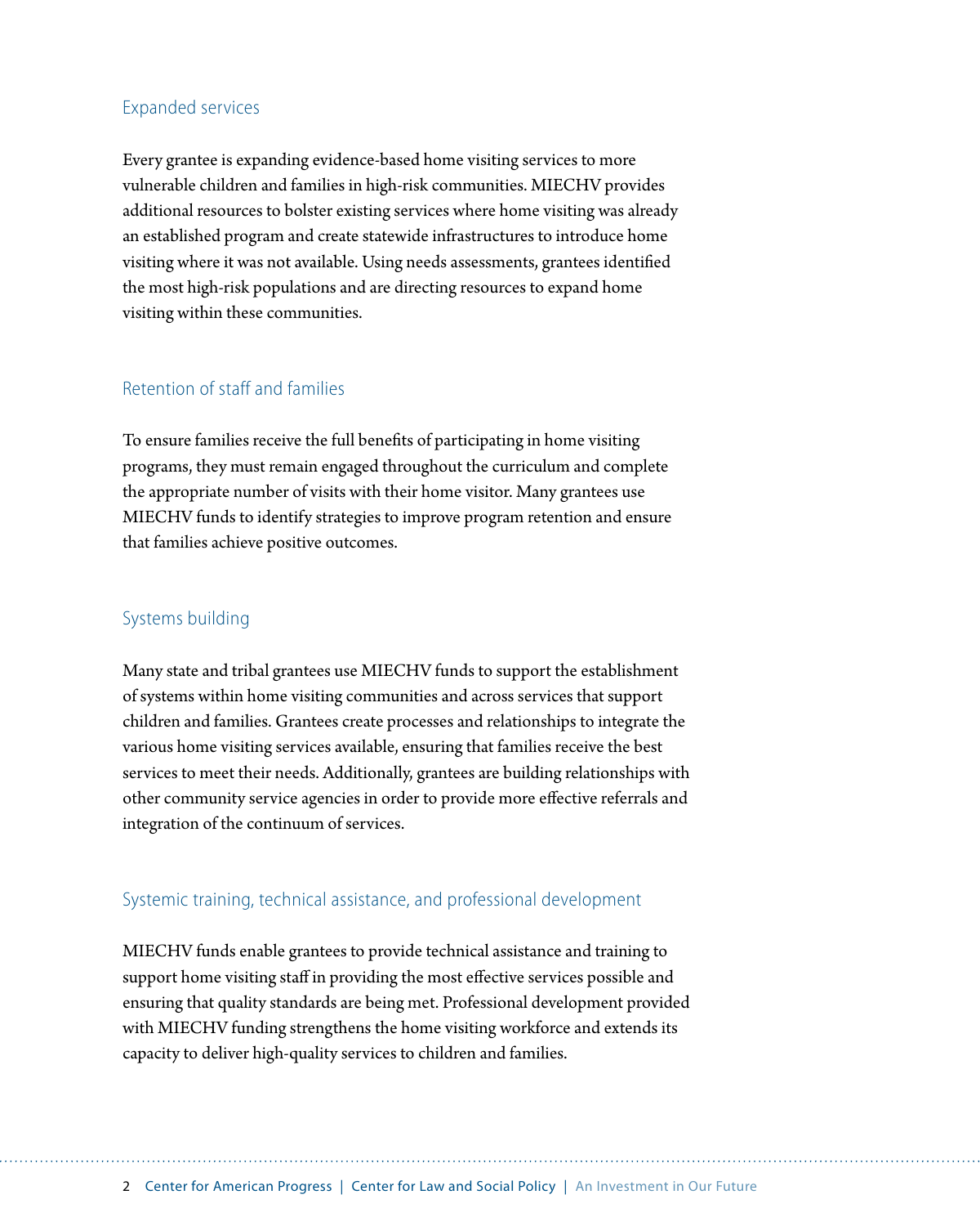### Expanded services

Every grantee is expanding evidence-based home visiting services to more vulnerable children and families in high-risk communities. MIECHV provides additional resources to bolster existing services where home visiting was already an established program and create statewide infrastructures to introduce home visiting where it was not available. Using needs assessments, grantees identified the most high-risk populations and are directing resources to expand home visiting within these communities.

### Retention of staff and families

To ensure families receive the full benefits of participating in home visiting programs, they must remain engaged throughout the curriculum and complete the appropriate number of visits with their home visitor. Many grantees use MIECHV funds to identify strategies to improve program retention and ensure that families achieve positive outcomes.

### Systems building

Many state and tribal grantees use MIECHV funds to support the establishment of systems within home visiting communities and across services that support children and families. Grantees create processes and relationships to integrate the various home visiting services available, ensuring that families receive the best services to meet their needs. Additionally, grantees are building relationships with other community service agencies in order to provide more effective referrals and integration of the continuum of services.

### Systemic training, technical assistance, and professional development

MIECHV funds enable grantees to provide technical assistance and training to support home visiting staff in providing the most effective services possible and ensuring that quality standards are being met. Professional development provided with MIECHV funding strengthens the home visiting workforce and extends its capacity to deliver high-quality services to children and families.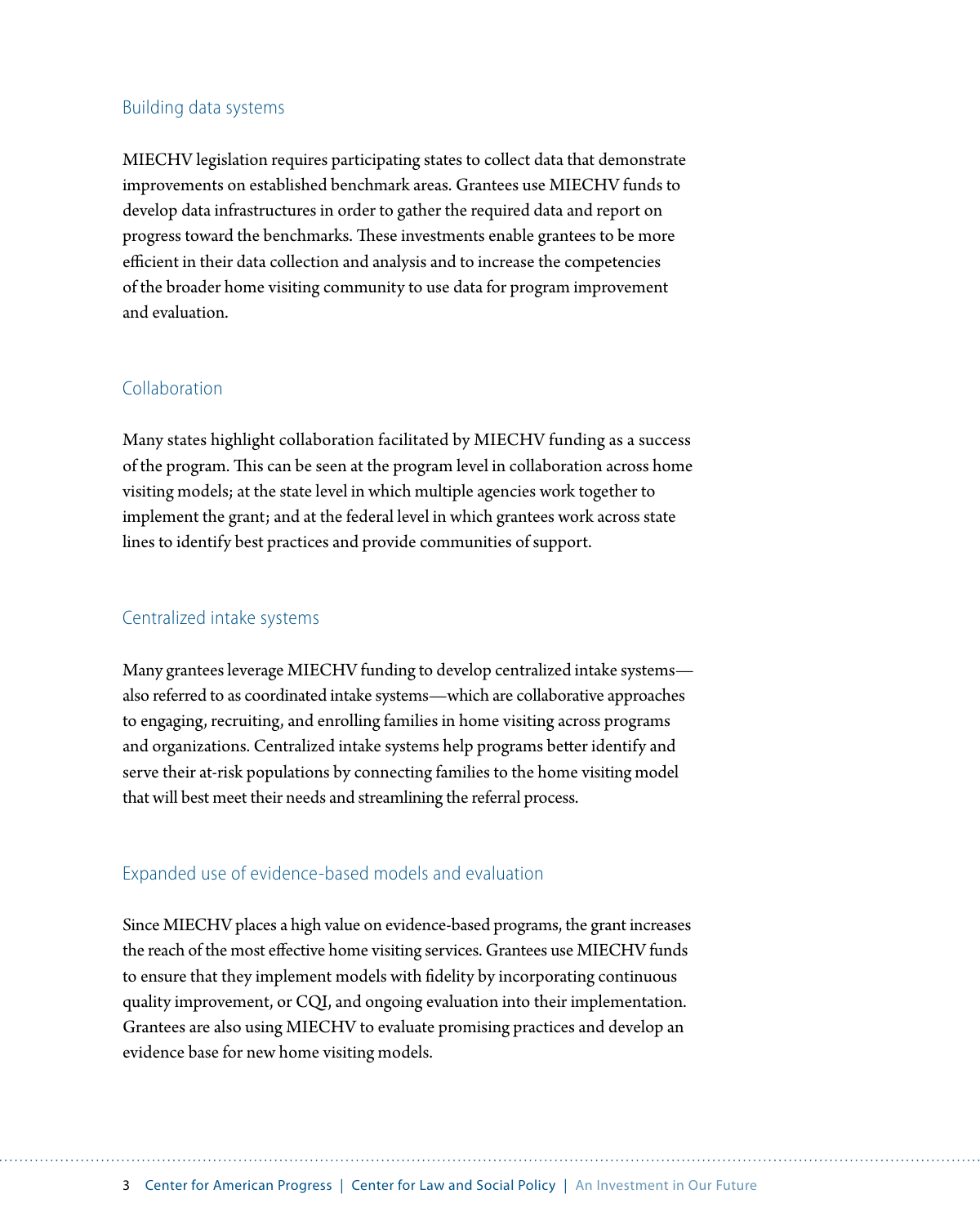### Building data systems

MIECHV legislation requires participating states to collect data that demonstrate improvements on established benchmark areas. Grantees use MIECHV funds to develop data infrastructures in order to gather the required data and report on progress toward the benchmarks. These investments enable grantees to be more efficient in their data collection and analysis and to increase the competencies of the broader home visiting community to use data for program improvement and evaluation.

### Collaboration

Many states highlight collaboration facilitated by MIECHV funding as a success of the program. This can be seen at the program level in collaboration across home visiting models; at the state level in which multiple agencies work together to implement the grant; and at the federal level in which grantees work across state lines to identify best practices and provide communities of support.

### Centralized intake systems

Many grantees leverage MIECHV funding to develop centralized intake systems—also referred to as coordinated intake systems—which are collaborative approaches to engaging, recruiting, and enrolling families in home visiting across programs and organizations. Centralized intake systems help programs better identify and serve their at-risk populations by connecting families to the home visiting model that will best meet their needs and streamlining the referral process.

### Expanded use of evidence-based models and evaluation

Since MIECHV places a high value on evidence-based programs, the grant increases the reach of the most effective home visiting services. Grantees use MIECHV funds to ensure that they implement models with fidelity by incorporating continuous quality improvement, or CQI, and ongoing evaluation into their implementation. Grantees are also using MIECHV to evaluate promising practices and develop an evidence base for new home visiting models.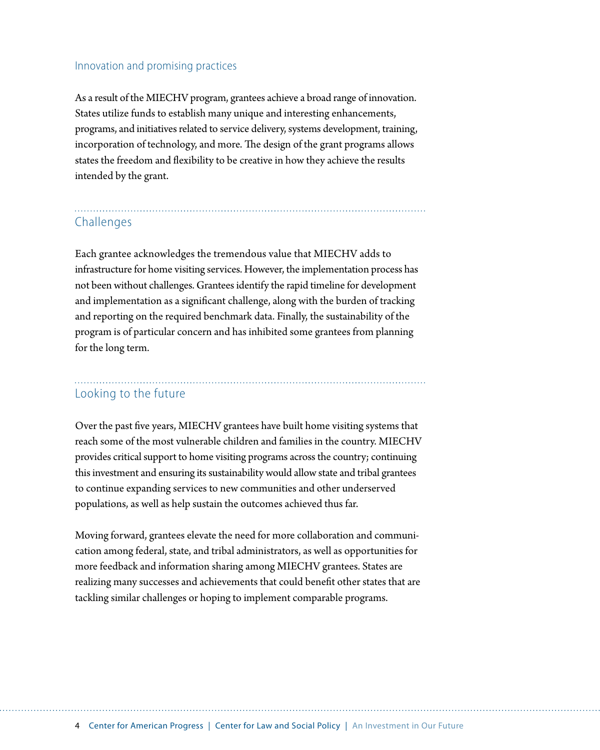## Innovation and promising practices

As a result of the MIECHV program, grantees achieve a broad range of innovation. States utilize funds to establish many unique and interesting enhancements, programs, and initiatives related to service delivery, systems development, training, incorporation of technology, and more. The design of the grant programs allows states the freedom and flexibility to be creative in how they achieve the results intended by the grant.

## Challenges

Each grantee acknowledges the tremendous value that MIECHV adds to infrastructure for home visiting services. However, the implementation process has not been without challenges. Grantees identify the rapid timeline for development and implementation as a significant challenge, along with the burden of tracking and reporting on the required benchmark data. Finally, the sustainability of the program is of particular concern and has inhibited some grantees from planning for the long term.

## Looking to the future

Over the past five years, MIECHV grantees have built home visiting systems that reach some of the most vulnerable children and families in the country. MIECHV provides critical support to home visiting programs across the country; continuing this investment and ensuring its sustainability would allow state and tribal grantees to continue expanding services to new communities and other underserved populations, as well as help sustain the outcomes achieved thus far.

Moving forward, grantees elevate the need for more collaboration and communication among federal, state, and tribal administrators, as well as opportunities for more feedback and information sharing among MIECHV grantees. States are realizing many successes and achievements that could benefit other states that are tackling similar challenges or hoping to implement comparable programs.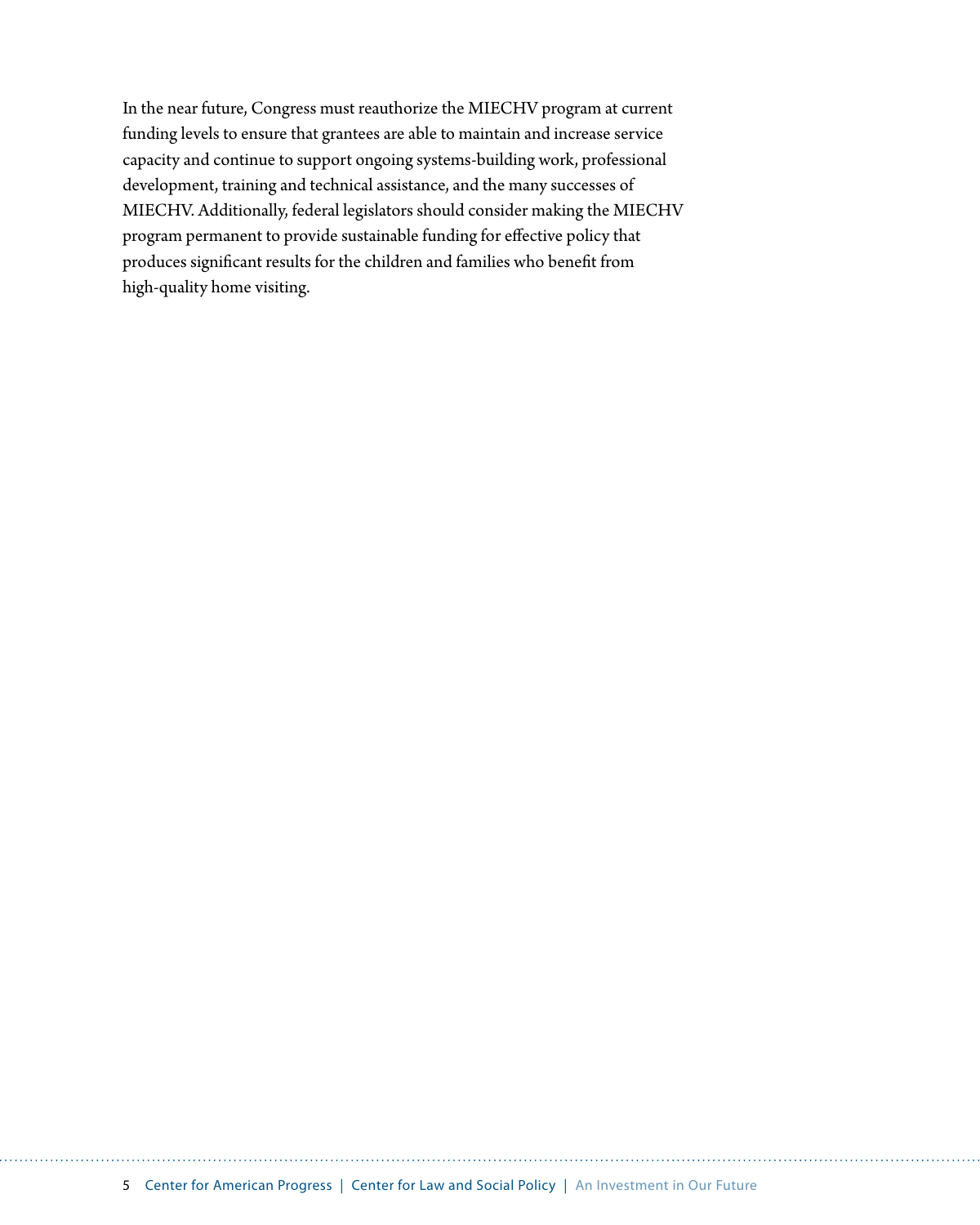In the near future, Congress must reauthorize the MIECHV program at current funding levels to ensure that grantees are able to maintain and increase service capacity and continue to support ongoing systems-building work, professional development, training and technical assistance, and the many successes of MIECHV. Additionally, federal legislators should consider making the MIECHV program permanent to provide sustainable funding for effective policy that produces significant results for the children and families who benefit from high-quality home visiting.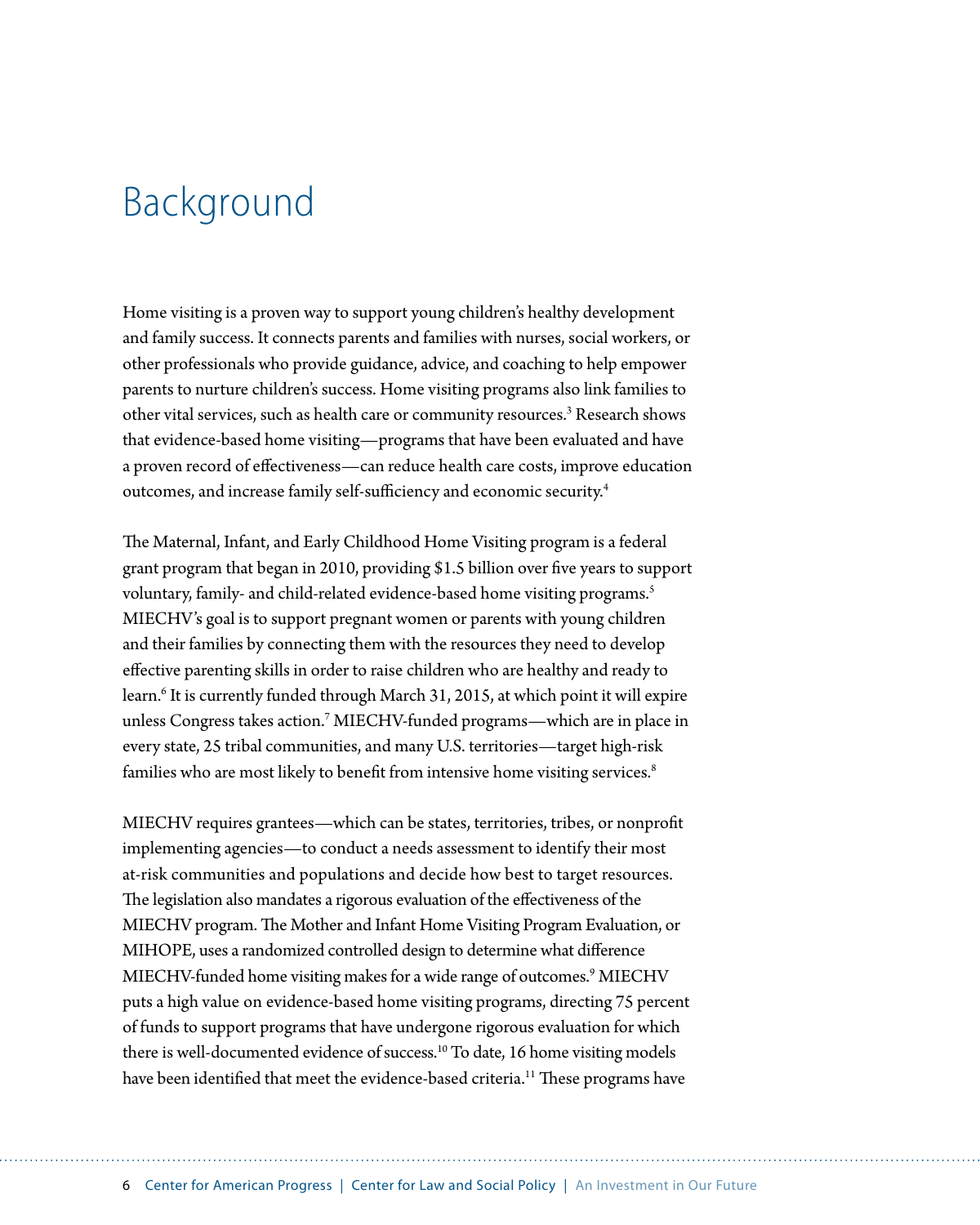# Background

Home visiting is a proven way to support young children's healthy development and family success. It connects parents and families with nurses, social workers, or other professionals who provide guidance, advice, and coaching to help empower parents to nurture children's success. Home visiting programs also link families to other vital services, such as health care or community resources.[3] Research shows that evidence-based home visiting—programs that have been evaluated and have a proven record of effectiveness—can reduce health care costs, improve education outcomes, and increase family self-sufficiency and economic security.[4]

The Maternal, Infant, and Early Childhood Home Visiting program is a federal grant program that began in 2010, providing $1.5 billion over five years to support voluntary, family- and child-related evidence-based home visiting programs.[5] MIECHV's goal is to support pregnant women or parents with young children and their families by connecting them with the resources they need to develop effective parenting skills in order to raise children who are healthy and ready to learn.[6] It is currently funded through March 31, 2015, at which point it will expire unless Congress takes action.[7] MIECHV-funded programs—which are in place in every state, 25 tribal communities, and many U.S. territories—target high-risk families who are most likely to benefit from intensive home visiting services.[8]

MIECHV requires grantees—which can be states, territories, tribes, or nonprofit implementing agencies—to conduct a needs assessment to identify their most at-risk communities and populations and decide how best to target resources. The legislation also mandates a rigorous evaluation of the effectiveness of the MIECHV program. The Mother and Infant Home Visiting Program Evaluation, or MIHOPE, uses a randomized controlled design to determine what difference MIECHV-funded home visiting makes for a wide range of outcomes.[9] MIECHV puts a high value on evidence-based home visiting programs, directing 75 percent of funds to support programs that have undergone rigorous evaluation for which there is well-documented evidence of success.[10] To date, 16 home visiting models have been identified that meet the evidence-based criteria.[11] These programs have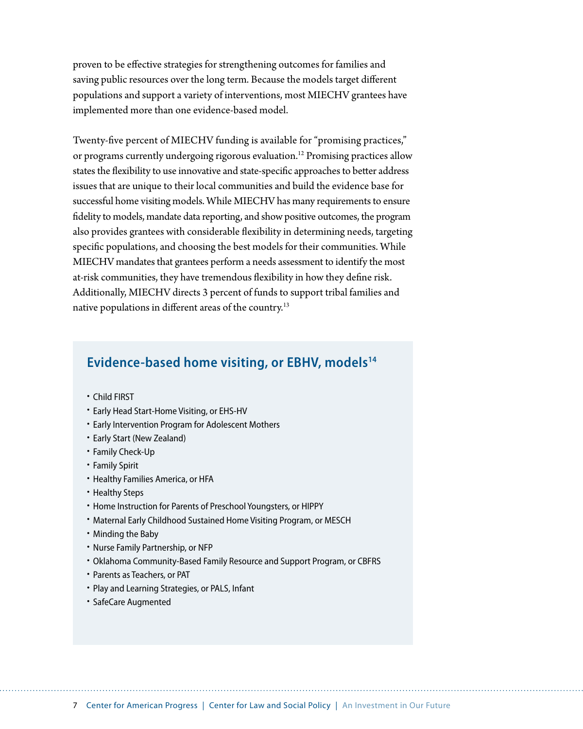proven to be effective strategies for strengthening outcomes for families and saving public resources over the long term. Because the models target different populations and support a variety of interventions, most MIECHV grantees have implemented more than one evidence-based model.

Twenty-five percent of MIECHV funding is available for "promising practices," or programs currently undergoing rigorous evaluation.[12] Promising practices allow states the flexibility to use innovative and state-specific approaches to better address issues that are unique to their local communities and build the evidence base for successful home visiting models. While MIECHV has many requirements to ensure fidelity to models, mandate data reporting, and show positive outcomes, the program also provides grantees with considerable flexibility in determining needs, targeting specific populations, and choosing the best models for their communities. While MIECHV mandates that grantees perform a needs assessment to identify the most at-risk communities, they have tremendous flexibility in how they define risk. Additionally, MIECHV directs 3 percent of funds to support tribal families and native populations in different areas of the country.[13]

## Evidence-based home visiting, or EBHV, models[14]

- Child FIRST
- Early Head Start-Home Visiting, or EHS-HV
- Early Intervention Program for Adolescent Mothers
- Early Start (New Zealand)
- Family Check-Up
- Family Spirit
- Healthy Families America, or HFA
- Healthy Steps
- Home Instruction for Parents of Preschool Youngsters, or HIPPY
- Maternal Early Childhood Sustained Home Visiting Program, or MESCH
- Minding the Baby
- Nurse Family Partnership, or NFP
- Oklahoma Community-Based Family Resource and Support Program, or CBFRS
- Parents as Teachers, or PAT
- Play and Learning Strategies, or PALS, Infant
- SafeCare Augmented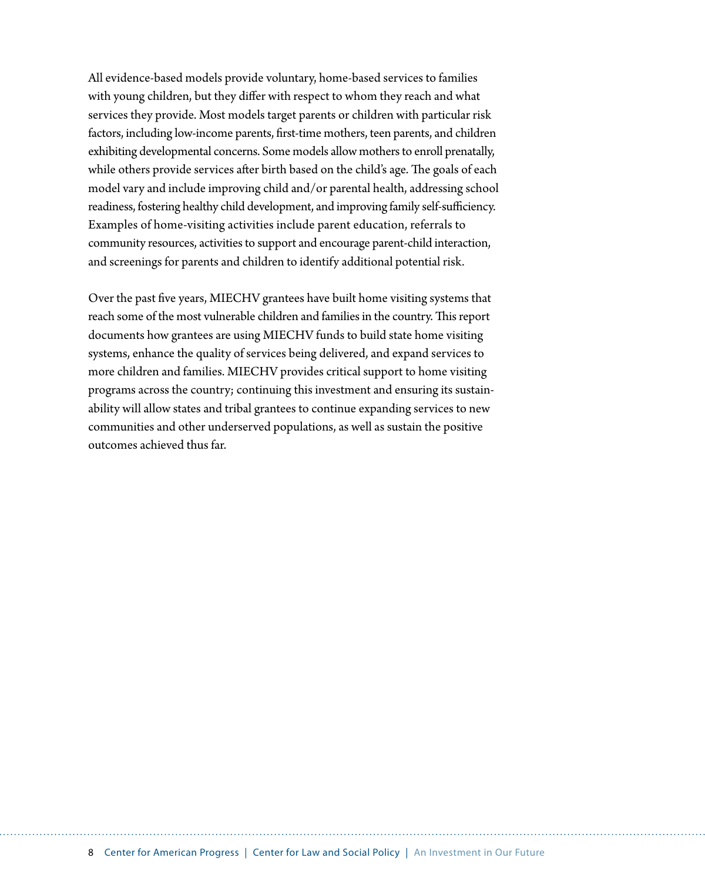All evidence-based models provide voluntary, home-based services to families with young children, but they differ with respect to whom they reach and what services they provide. Most models target parents or children with particular risk factors, including low-income parents, first-time mothers, teen parents, and children exhibiting developmental concerns. Some models allow mothers to enroll prenatally, while others provide services after birth based on the child's age. The goals of each model vary and include improving child and/or parental health, addressing school readiness, fostering healthy child development, and improving family self-sufficiency. Examples of home-visiting activities include parent education, referrals to community resources, activities to support and encourage parent-child interaction, and screenings for parents and children to identify additional potential risk.

Over the past five years, MIECHV grantees have built home visiting systems that reach some of the most vulnerable children and families in the country. This report documents how grantees are using MIECHV funds to build state home visiting systems, enhance the quality of services being delivered, and expand services to more children and families. MIECHV provides critical support to home visiting programs across the country; continuing this investment and ensuring its sustainability will allow states and tribal grantees to continue expanding services to new communities and other underserved populations, as well as sustain the positive outcomes achieved thus far.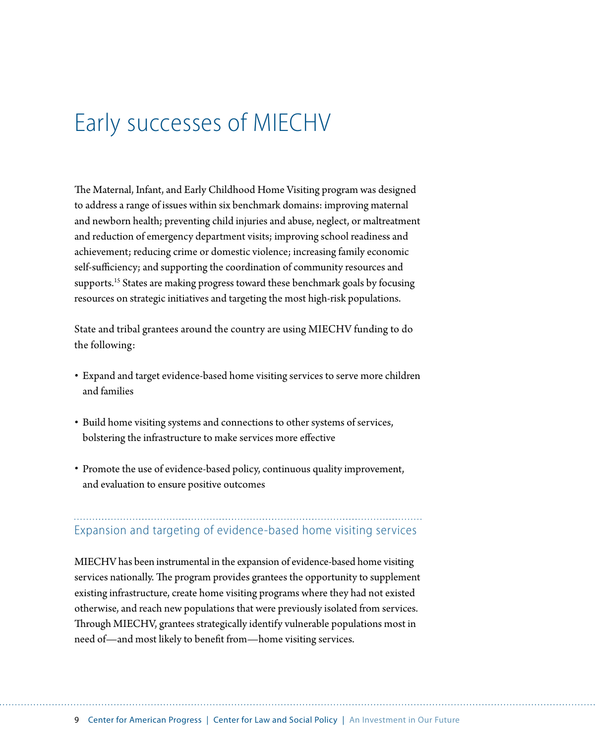# Early successes of MIECHV

The Maternal, Infant, and Early Childhood Home Visiting program was designed to address a range of issues within six benchmark domains: improving maternal and newborn health; preventing child injuries and abuse, neglect, or maltreatment and reduction of emergency department visits; improving school readiness and achievement; reducing crime or domestic violence; increasing family economic self-sufficiency; and supporting the coordination of community resources and supports.[15] States are making progress toward these benchmark goals by focusing resources on strategic initiatives and targeting the most high-risk populations.

State and tribal grantees around the country are using MIECHV funding to do the following:

- Expand and target evidence-based home visiting services to serve more children and families
- Build home visiting systems and connections to other systems of services, bolstering the infrastructure to make services more effective
- Promote the use of evidence-based policy, continuous quality improvement, and evaluation to ensure positive outcomes

## Expansion and targeting of evidence-based home visiting services

MIECHV has been instrumental in the expansion of evidence-based home visiting services nationally. The program provides grantees the opportunity to supplement existing infrastructure, create home visiting programs where they had not existed otherwise, and reach new populations that were previously isolated from services. Through MIECHV, grantees strategically identify vulnerable populations most in need of—and most likely to benefit from—home visiting services.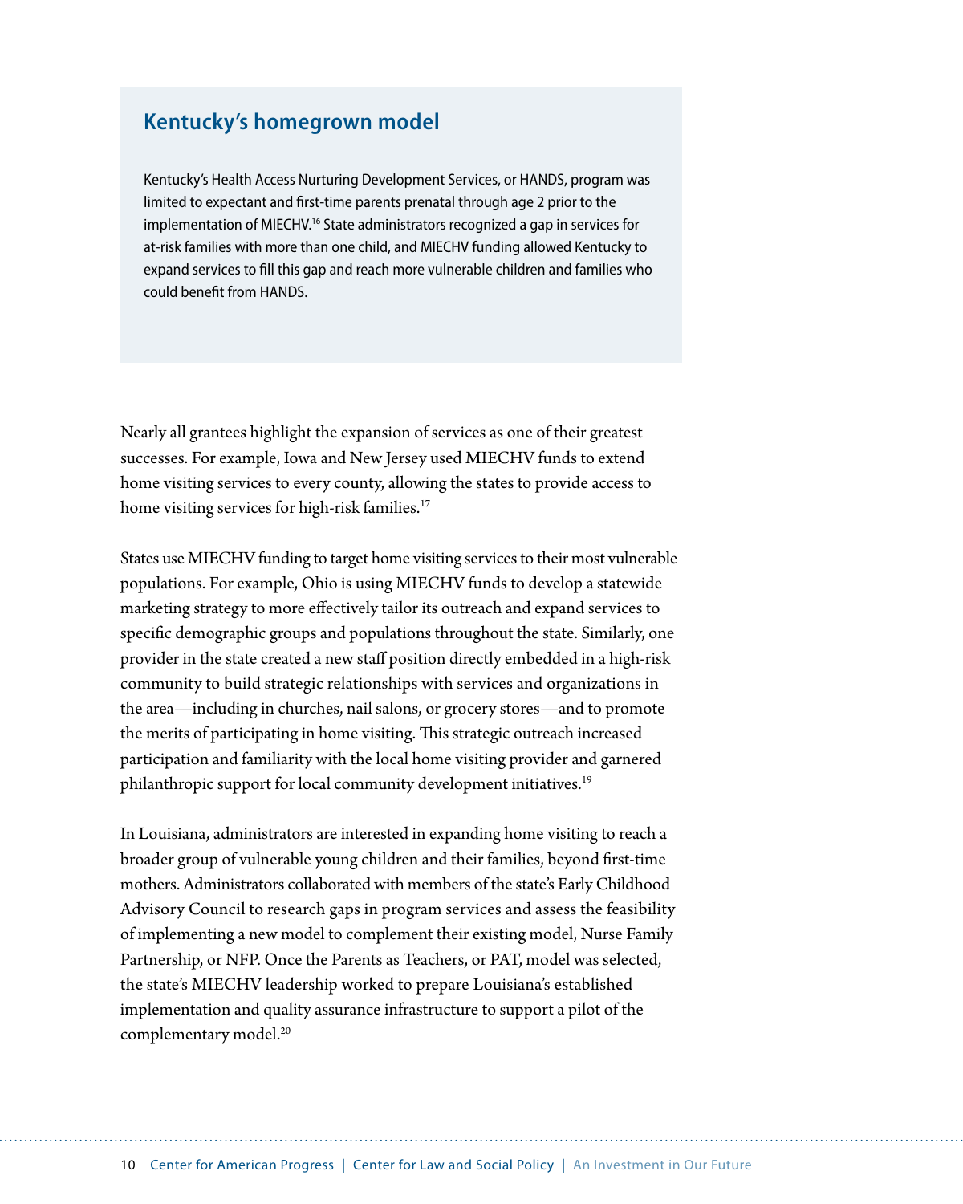## Kentucky's homegrown model

Kentucky's Health Access Nurturing Development Services, or HANDS, program was limited to expectant and first-time parents prenatal through age 2 prior to the implementation of MIECHV.[16] State administrators recognized a gap in services for at-risk families with more than one child, and MIECHV funding allowed Kentucky to expand services to fill this gap and reach more vulnerable children and families who could benefit from HANDS.

Nearly all grantees highlight the expansion of services as one of their greatest successes. For example, Iowa and New Jersey used MIECHV funds to extend home visiting services to every county, allowing the states to provide access to home visiting services for high-risk families.[17]

States use MIECHV funding to target home visiting services to their most vulnerable populations. For example, Ohio is using MIECHV funds to develop a statewide marketing strategy to more effectively tailor its outreach and expand services to specific demographic groups and populations throughout the state. Similarly, one provider in the state created a new staff position directly embedded in a high-risk community to build strategic relationships with services and organizations in the area—including in churches, nail salons, or grocery stores—and to promote the merits of participating in home visiting. This strategic outreach increased participation and familiarity with the local home visiting provider and garnered philanthropic support for local community development initiatives.[19]

In Louisiana, administrators are interested in expanding home visiting to reach a broader group of vulnerable young children and their families, beyond first-time mothers. Administrators collaborated with members of the state's Early Childhood Advisory Council to research gaps in program services and assess the feasibility of implementing a new model to complement their existing model, Nurse Family Partnership, or NFP. Once the Parents as Teachers, or PAT, model was selected, the state's MIECHV leadership worked to prepare Louisiana's established implementation and quality assurance infrastructure to support a pilot of the complementary model.[20]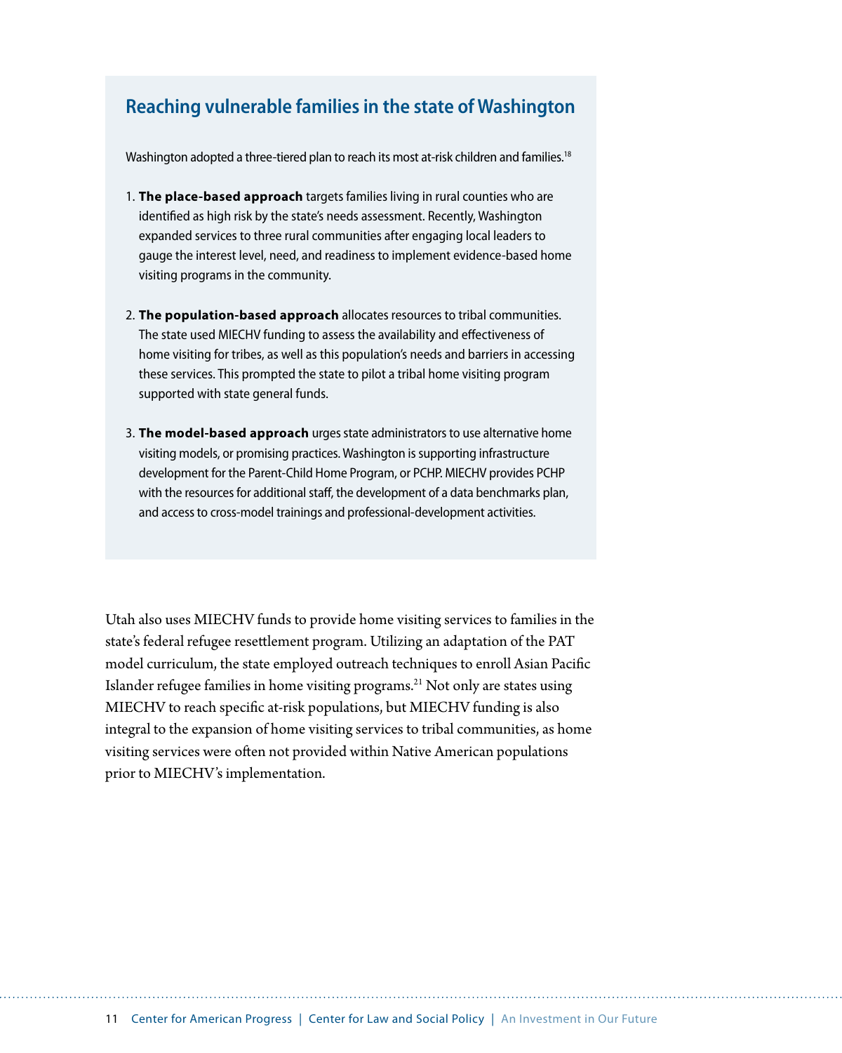## Reaching vulnerable families in the state of Washington

Washington adopted a three-tiered plan to reach its most at-risk children and families.[18]

1. **The place-based approach** targets families living in rural counties who are identified as high risk by the state's needs assessment. Recently, Washington expanded services to three rural communities after engaging local leaders to gauge the interest level, need, and readiness to implement evidence-based home visiting programs in the community.

2. **The population-based approach** allocates resources to tribal communities. The state used MIECHV funding to assess the availability and effectiveness of home visiting for tribes, as well as this population's needs and barriers in accessing these services. This prompted the state to pilot a tribal home visiting program supported with state general funds.

3. **The model-based approach** urges state administrators to use alternative home visiting models, or promising practices. Washington is supporting infrastructure development for the Parent-Child Home Program, or PCHP. MIECHV provides PCHP with the resources for additional staff, the development of a data benchmarks plan, and access to cross-model trainings and professional-development activities.

Utah also uses MIECHV funds to provide home visiting services to families in the state's federal refugee resettlement program. Utilizing an adaptation of the PAT model curriculum, the state employed outreach techniques to enroll Asian Pacific Islander refugee families in home visiting programs.[21] Not only are states using MIECHV to reach specific at-risk populations, but MIECHV funding is also integral to the expansion of home visiting services to tribal communities, as home visiting services were often not provided within Native American populations prior to MIECHV's implementation.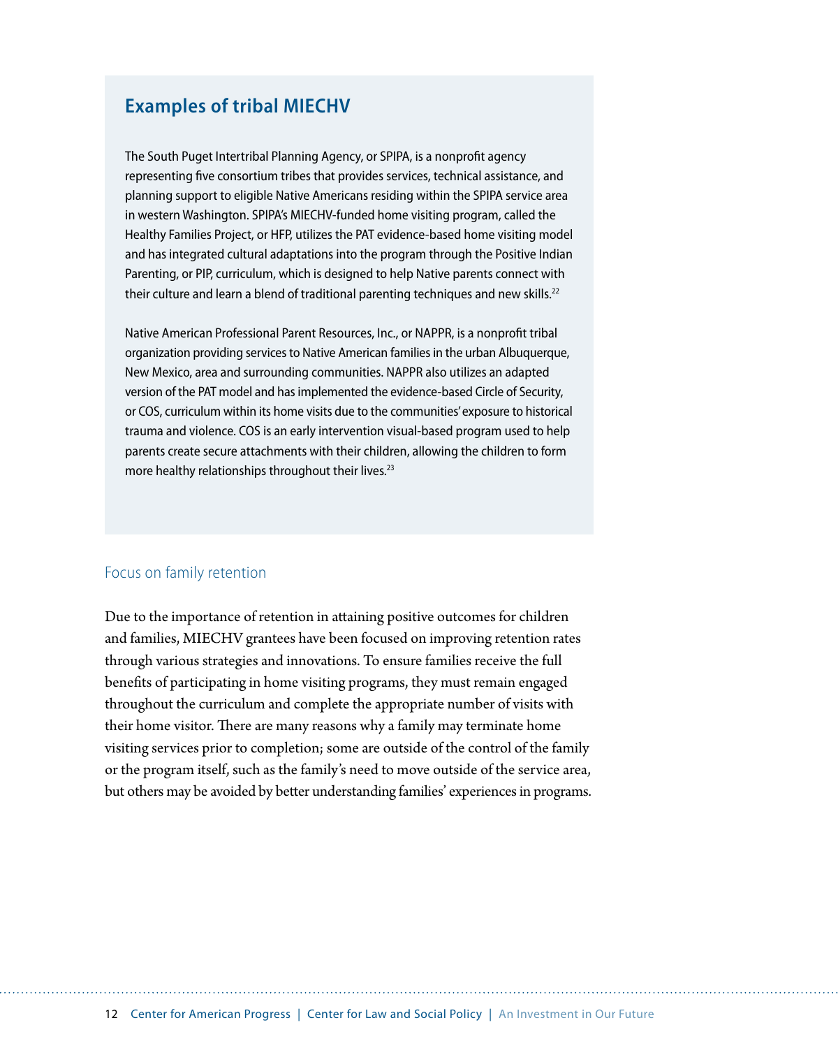## Examples of tribal MIECHV

The South Puget Intertribal Planning Agency, or SPIPA, is a nonprofit agency representing five consortium tribes that provides services, technical assistance, and planning support to eligible Native Americans residing within the SPIPA service area in western Washington. SPIPA's MIECHV-funded home visiting program, called the Healthy Families Project, or HFP, utilizes the PAT evidence-based home visiting model and has integrated cultural adaptations into the program through the Positive Indian Parenting, or PIP, curriculum, which is designed to help Native parents connect with their culture and learn a blend of traditional parenting techniques and new skills.[22]

Native American Professional Parent Resources, Inc., or NAPPR, is a nonprofit tribal organization providing services to Native American families in the urban Albuquerque, New Mexico, area and surrounding communities. NAPPR also utilizes an adapted version of the PAT model and has implemented the evidence-based Circle of Security, or COS, curriculum within its home visits due to the communities' exposure to historical trauma and violence. COS is an early intervention visual-based program used to help parents create secure attachments with their children, allowing the children to form more healthy relationships throughout their lives.[23]

### Focus on family retention

Due to the importance of retention in attaining positive outcomes for children and families, MIECHV grantees have been focused on improving retention rates through various strategies and innovations. To ensure families receive the full benefits of participating in home visiting programs, they must remain engaged throughout the curriculum and complete the appropriate number of visits with their home visitor. There are many reasons why a family may terminate home visiting services prior to completion; some are outside of the control of the family or the program itself, such as the family's need to move outside of the service area, but others may be avoided by better understanding families' experiences in programs.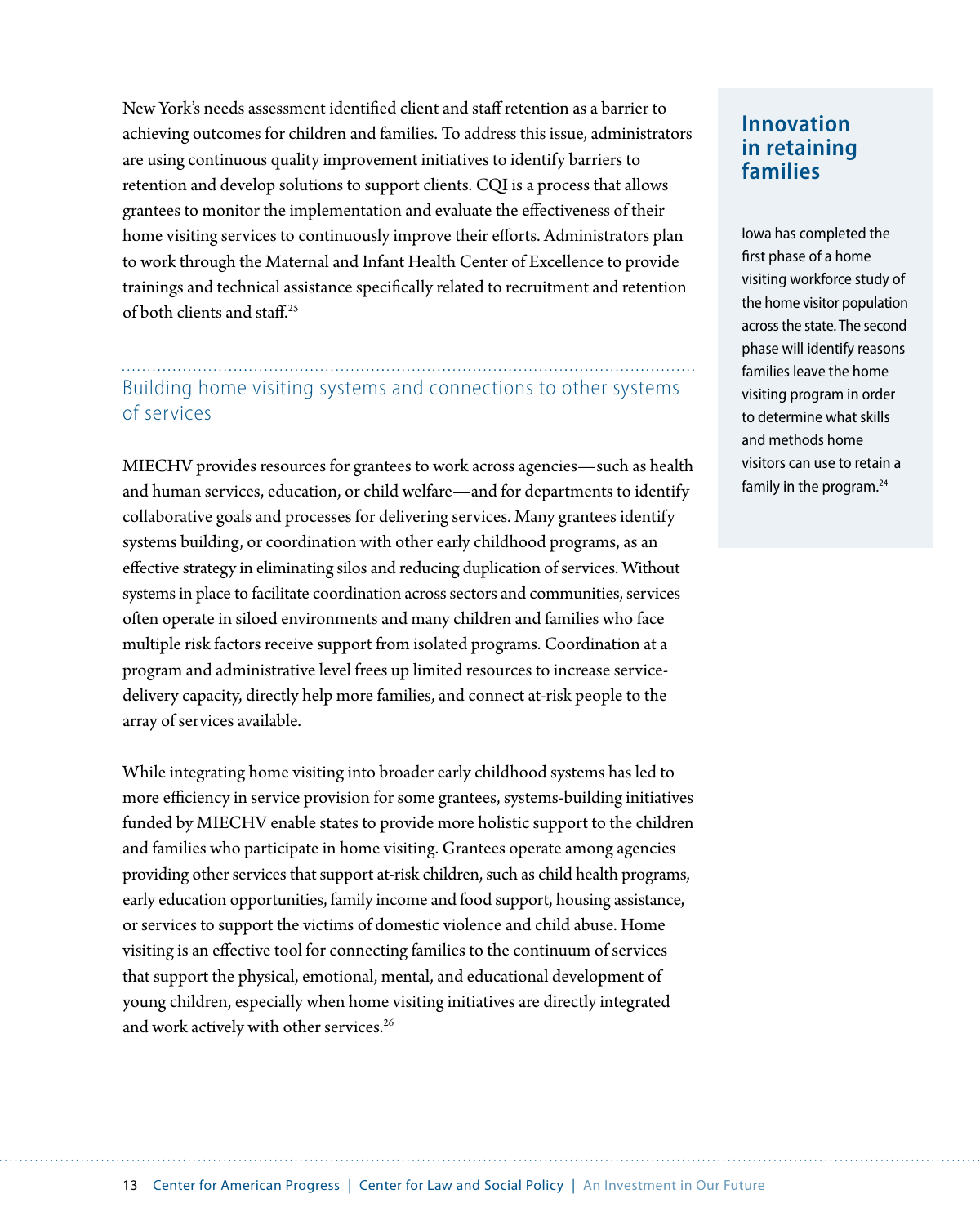New York's needs assessment identified client and staff retention as a barrier to achieving outcomes for children and families. To address this issue, administrators are using continuous quality improvement initiatives to identify barriers to retention and develop solutions to support clients. CQI is a process that allows grantees to monitor the implementation and evaluate the effectiveness of their home visiting services to continuously improve their efforts. Administrators plan to work through the Maternal and Infant Health Center of Excellence to provide trainings and technical assistance specifically related to recruitment and retention of both clients and staff.[25]

### Innovation in retaining families

Iowa has completed the first phase of a home visiting workforce study of the home visitor population across the state. The second phase will identify reasons families leave the home visiting program in order to determine what skills and methods home visitors can use to retain a family in the program.[24]

## Building home visiting systems and connections to other systems of services

MIECHV provides resources for grantees to work across agencies—such as health and human services, education, or child welfare—and for departments to identify collaborative goals and processes for delivering services. Many grantees identify systems building, or coordination with other early childhood programs, as an effective strategy in eliminating silos and reducing duplication of services. Without systems in place to facilitate coordination across sectors and communities, services often operate in siloed environments and many children and families who face multiple risk factors receive support from isolated programs. Coordination at a program and administrative level frees up limited resources to increase service-delivery capacity, directly help more families, and connect at-risk people to the array of services available.

While integrating home visiting into broader early childhood systems has led to more efficiency in service provision for some grantees, systems-building initiatives funded by MIECHV enable states to provide more holistic support to the children and families who participate in home visiting. Grantees operate among agencies providing other services that support at-risk children, such as child health programs, early education opportunities, family income and food support, housing assistance, or services to support the victims of domestic violence and child abuse. Home visiting is an effective tool for connecting families to the continuum of services that support the physical, emotional, mental, and educational development of young children, especially when home visiting initiatives are directly integrated and work actively with other services.[26]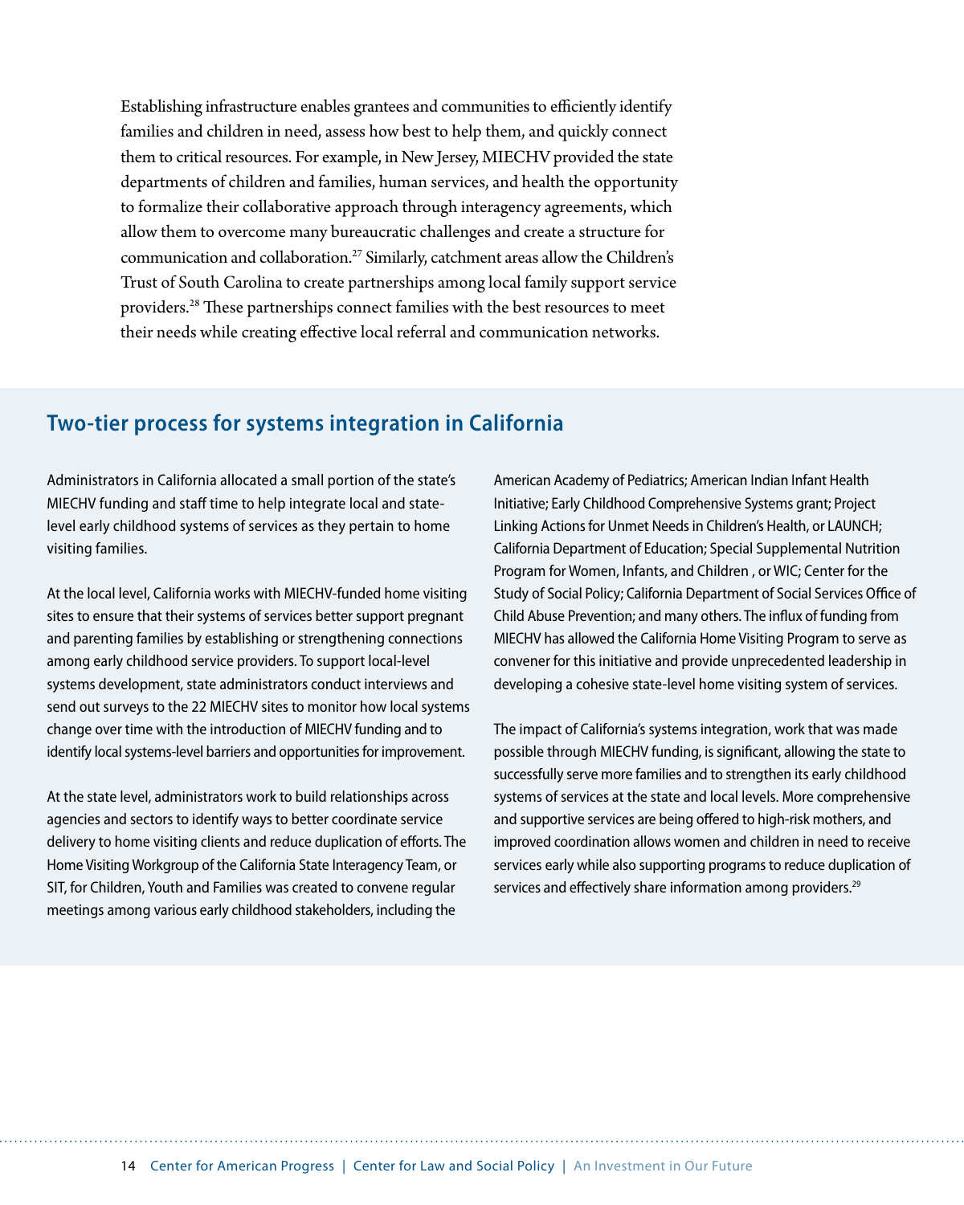Establishing infrastructure enables grantees and communities to efficiently identify families and children in need, assess how best to help them, and quickly connect them to critical resources. For example, in New Jersey, MIECHV provided the state departments of children and families, human services, and health the opportunity to formalize their collaborative approach through interagency agreements, which allow them to overcome many bureaucratic challenges and create a structure for communication and collaboration.[27] Similarly, catchment areas allow the Children's Trust of South Carolina to create partnerships among local family support service providers.[28] These partnerships connect families with the best resources to meet their needs while creating effective local referral and communication networks.

## Two-tier process for systems integration in California

Administrators in California allocated a small portion of the state's MIECHV funding and staff time to help integrate local and state-level early childhood systems of services as they pertain to home visiting families.

At the local level, California works with MIECHV-funded home visiting sites to ensure that their systems of services better support pregnant and parenting families by establishing or strengthening connections among early childhood service providers. To support local-level systems development, state administrators conduct interviews and send out surveys to the 22 MIECHV sites to monitor how local systems change over time with the introduction of MIECHV funding and to identify local systems-level barriers and opportunities for improvement.

At the state level, administrators work to build relationships across agencies and sectors to identify ways to better coordinate service delivery to home visiting clients and reduce duplication of efforts. The Home Visiting Workgroup of the California State Interagency Team, or SIT, for Children, Youth and Families was created to convene regular meetings among various early childhood stakeholders, including the American Academy of Pediatrics; American Indian Infant Health Initiative; Early Childhood Comprehensive Systems grant; Project Linking Actions for Unmet Needs in Children's Health, or LAUNCH; California Department of Education; Special Supplemental Nutrition Program for Women, Infants, and Children , or WIC; Center for the Study of Social Policy; California Department of Social Services Office of Child Abuse Prevention; and many others. The influx of funding from MIECHV has allowed the California Home Visiting Program to serve as convener for this initiative and provide unprecedented leadership in developing a cohesive state-level home visiting system of services.

The impact of California's systems integration, work that was made possible through MIECHV funding, is significant, allowing the state to successfully serve more families and to strengthen its early childhood systems of services at the state and local levels. More comprehensive and supportive services are being offered to high-risk mothers, and improved coordination allows women and children in need to receive services early while also supporting programs to reduce duplication of services and effectively share information among providers.[29]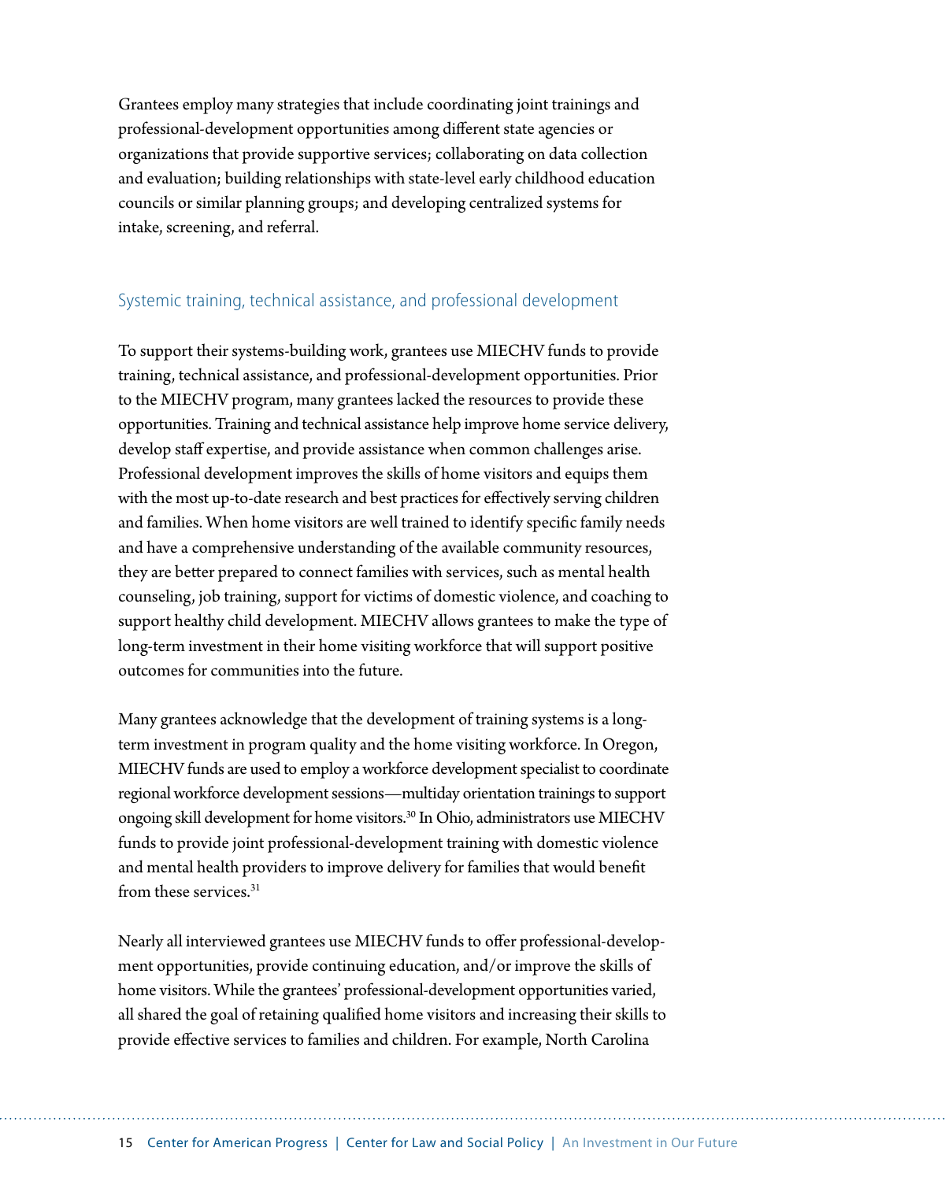Grantees employ many strategies that include coordinating joint trainings and professional-development opportunities among different state agencies or organizations that provide supportive services; collaborating on data collection and evaluation; building relationships with state-level early childhood education councils or similar planning groups; and developing centralized systems for intake, screening, and referral.

### Systemic training, technical assistance, and professional development

To support their systems-building work, grantees use MIECHV funds to provide training, technical assistance, and professional-development opportunities. Prior to the MIECHV program, many grantees lacked the resources to provide these opportunities. Training and technical assistance help improve home service delivery, develop staff expertise, and provide assistance when common challenges arise. Professional development improves the skills of home visitors and equips them with the most up-to-date research and best practices for effectively serving children and families. When home visitors are well trained to identify specific family needs and have a comprehensive understanding of the available community resources, they are better prepared to connect families with services, such as mental health counseling, job training, support for victims of domestic violence, and coaching to support healthy child development. MIECHV allows grantees to make the type of long-term investment in their home visiting workforce that will support positive outcomes for communities into the future.

Many grantees acknowledge that the development of training systems is a long-term investment in program quality and the home visiting workforce. In Oregon, MIECHV funds are used to employ a workforce development specialist to coordinate regional workforce development sessions—multiday orientation trainings to support ongoing skill development for home visitors.[30] In Ohio, administrators use MIECHV funds to provide joint professional-development training with domestic violence and mental health providers to improve delivery for families that would benefit from these services.[31]

Nearly all interviewed grantees use MIECHV funds to offer professional-development opportunities, provide continuing education, and/or improve the skills of home visitors. While the grantees' professional-development opportunities varied, all shared the goal of retaining qualified home visitors and increasing their skills to provide effective services to families and children. For example, North Carolina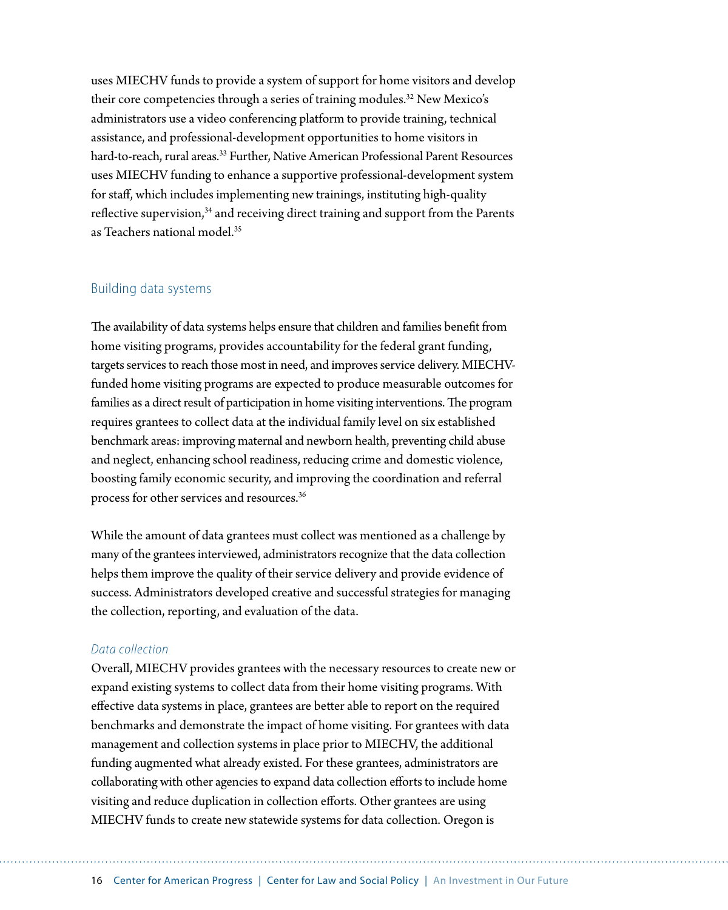uses MIECHV funds to provide a system of support for home visitors and develop their core competencies through a series of training modules.[32] New Mexico's administrators use a video conferencing platform to provide training, technical assistance, and professional-development opportunities to home visitors in hard-to-reach, rural areas.[33] Further, Native American Professional Parent Resources uses MIECHV funding to enhance a supportive professional-development system for staff, which includes implementing new trainings, instituting high-quality reflective supervision,[34] and receiving direct training and support from the Parents as Teachers national model.[35]

## Building data systems

The availability of data systems helps ensure that children and families benefit from home visiting programs, provides accountability for the federal grant funding, targets services to reach those most in need, and improves service delivery. MIECHV-funded home visiting programs are expected to produce measurable outcomes for families as a direct result of participation in home visiting interventions. The program requires grantees to collect data at the individual family level on six established benchmark areas: improving maternal and newborn health, preventing child abuse and neglect, enhancing school readiness, reducing crime and domestic violence, boosting family economic security, and improving the coordination and referral process for other services and resources.[36]

While the amount of data grantees must collect was mentioned as a challenge by many of the grantees interviewed, administrators recognize that the data collection helps them improve the quality of their service delivery and provide evidence of success. Administrators developed creative and successful strategies for managing the collection, reporting, and evaluation of the data.

### *Data collection*

Overall, MIECHV provides grantees with the necessary resources to create new or expand existing systems to collect data from their home visiting programs. With effective data systems in place, grantees are better able to report on the required benchmarks and demonstrate the impact of home visiting. For grantees with data management and collection systems in place prior to MIECHV, the additional funding augmented what already existed. For these grantees, administrators are collaborating with other agencies to expand data collection efforts to include home visiting and reduce duplication in collection efforts. Other grantees are using MIECHV funds to create new statewide systems for data collection. Oregon is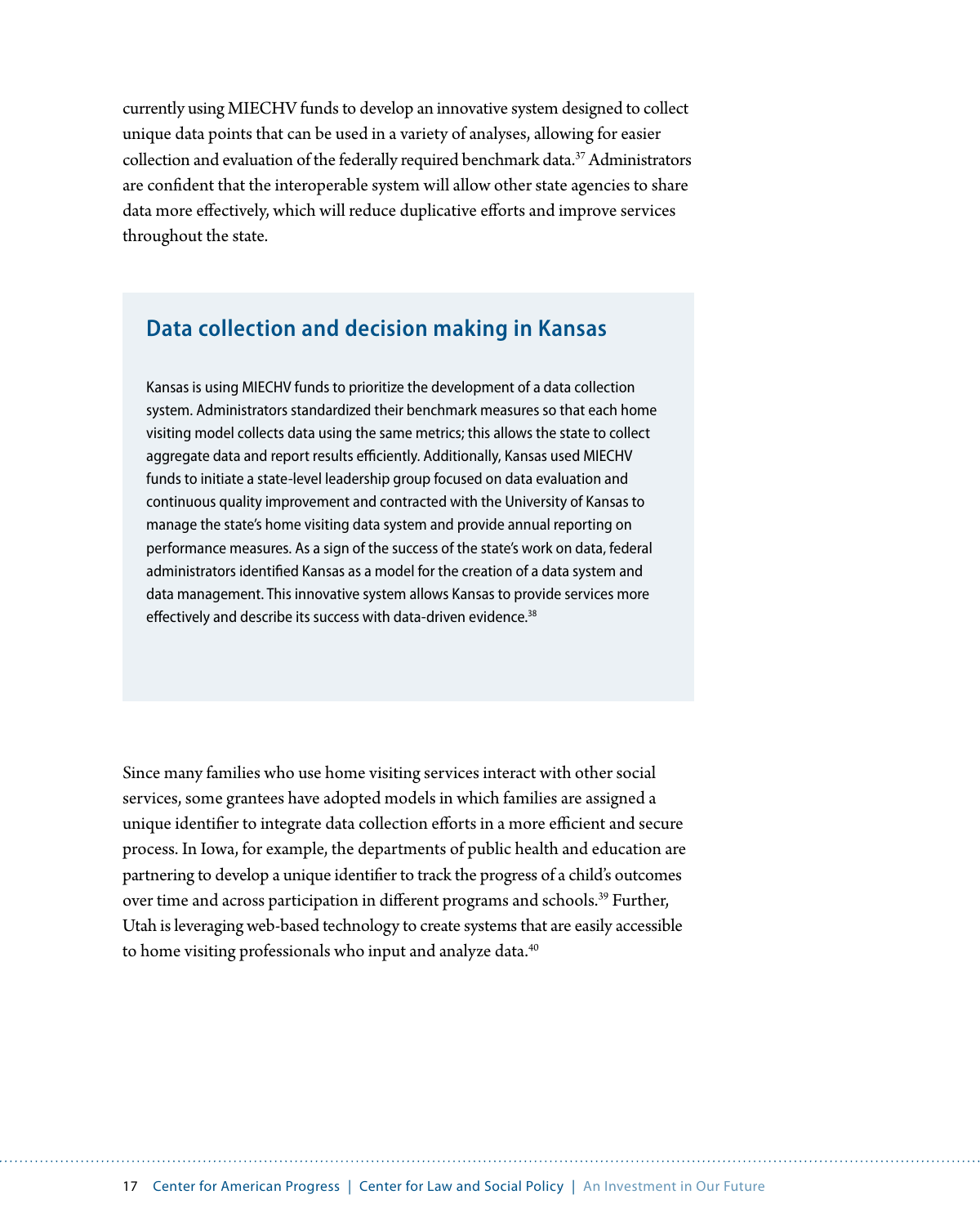currently using MIECHV funds to develop an innovative system designed to collect unique data points that can be used in a variety of analyses, allowing for easier collection and evaluation of the federally required benchmark data.[37] Administrators are confident that the interoperable system will allow other state agencies to share data more effectively, which will reduce duplicative efforts and improve services throughout the state.

## Data collection and decision making in Kansas

Kansas is using MIECHV funds to prioritize the development of a data collection system. Administrators standardized their benchmark measures so that each home visiting model collects data using the same metrics; this allows the state to collect aggregate data and report results efficiently. Additionally, Kansas used MIECHV funds to initiate a state-level leadership group focused on data evaluation and continuous quality improvement and contracted with the University of Kansas to manage the state's home visiting data system and provide annual reporting on performance measures. As a sign of the success of the state's work on data, federal administrators identified Kansas as a model for the creation of a data system and data management. This innovative system allows Kansas to provide services more effectively and describe its success with data-driven evidence.[38]

Since many families who use home visiting services interact with other social services, some grantees have adopted models in which families are assigned a unique identifier to integrate data collection efforts in a more efficient and secure process. In Iowa, for example, the departments of public health and education are partnering to develop a unique identifier to track the progress of a child's outcomes over time and across participation in different programs and schools.[39] Further, Utah is leveraging web-based technology to create systems that are easily accessible to home visiting professionals who input and analyze data.[40]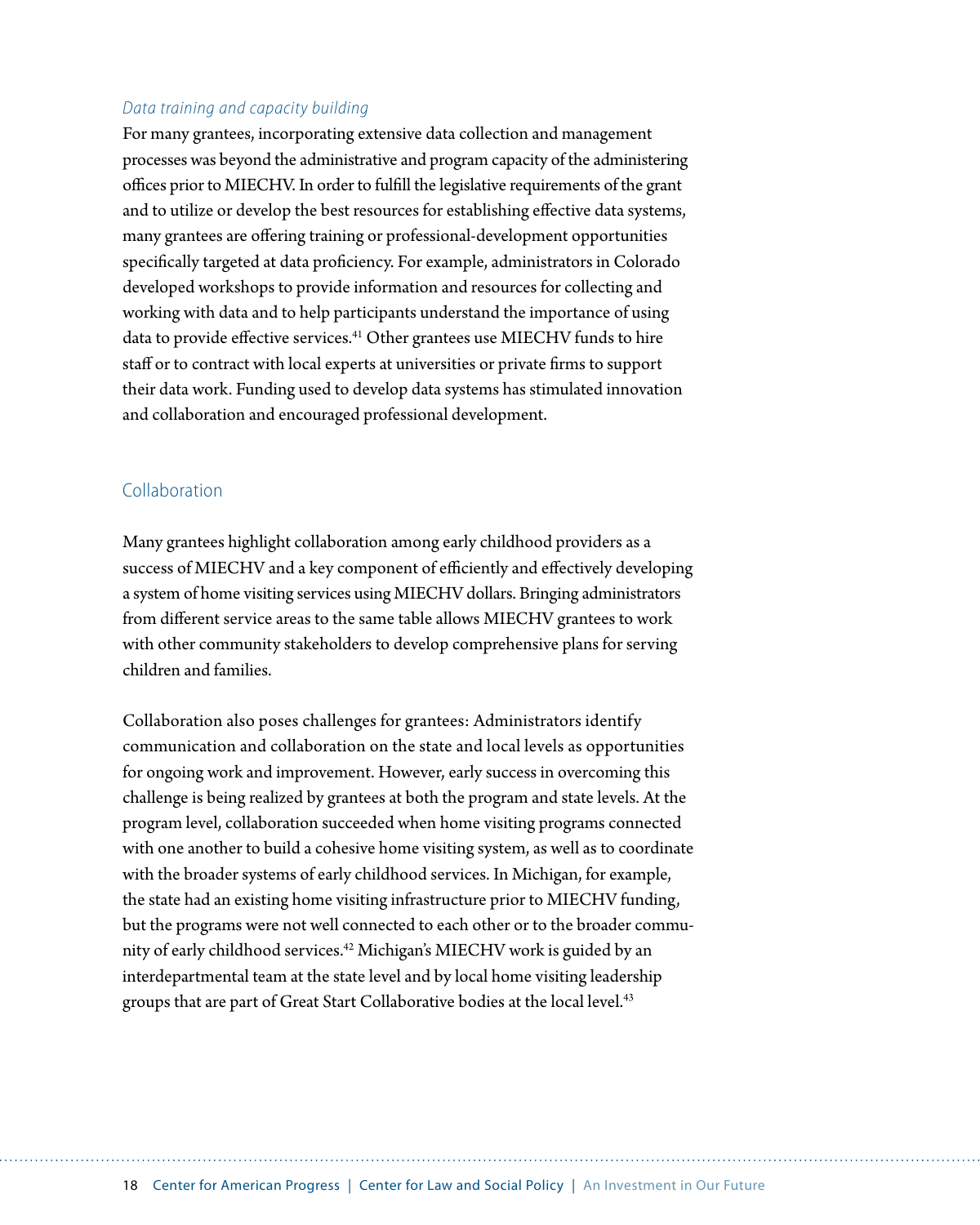*Data training and capacity building*

For many grantees, incorporating extensive data collection and management processes was beyond the administrative and program capacity of the administering offices prior to MIECHV. In order to fulfill the legislative requirements of the grant and to utilize or develop the best resources for establishing effective data systems, many grantees are offering training or professional-development opportunities specifically targeted at data proficiency. For example, administrators in Colorado developed workshops to provide information and resources for collecting and working with data and to help participants understand the importance of using data to provide effective services.[41] Other grantees use MIECHV funds to hire staff or to contract with local experts at universities or private firms to support their data work. Funding used to develop data systems has stimulated innovation and collaboration and encouraged professional development.

## Collaboration

Many grantees highlight collaboration among early childhood providers as a success of MIECHV and a key component of efficiently and effectively developing a system of home visiting services using MIECHV dollars. Bringing administrators from different service areas to the same table allows MIECHV grantees to work with other community stakeholders to develop comprehensive plans for serving children and families.

Collaboration also poses challenges for grantees: Administrators identify communication and collaboration on the state and local levels as opportunities for ongoing work and improvement. However, early success in overcoming this challenge is being realized by grantees at both the program and state levels. At the program level, collaboration succeeded when home visiting programs connected with one another to build a cohesive home visiting system, as well as to coordinate with the broader systems of early childhood services. In Michigan, for example, the state had an existing home visiting infrastructure prior to MIECHV funding, but the programs were not well connected to each other or to the broader community of early childhood services.[42] Michigan's MIECHV work is guided by an interdepartmental team at the state level and by local home visiting leadership groups that are part of Great Start Collaborative bodies at the local level.[43]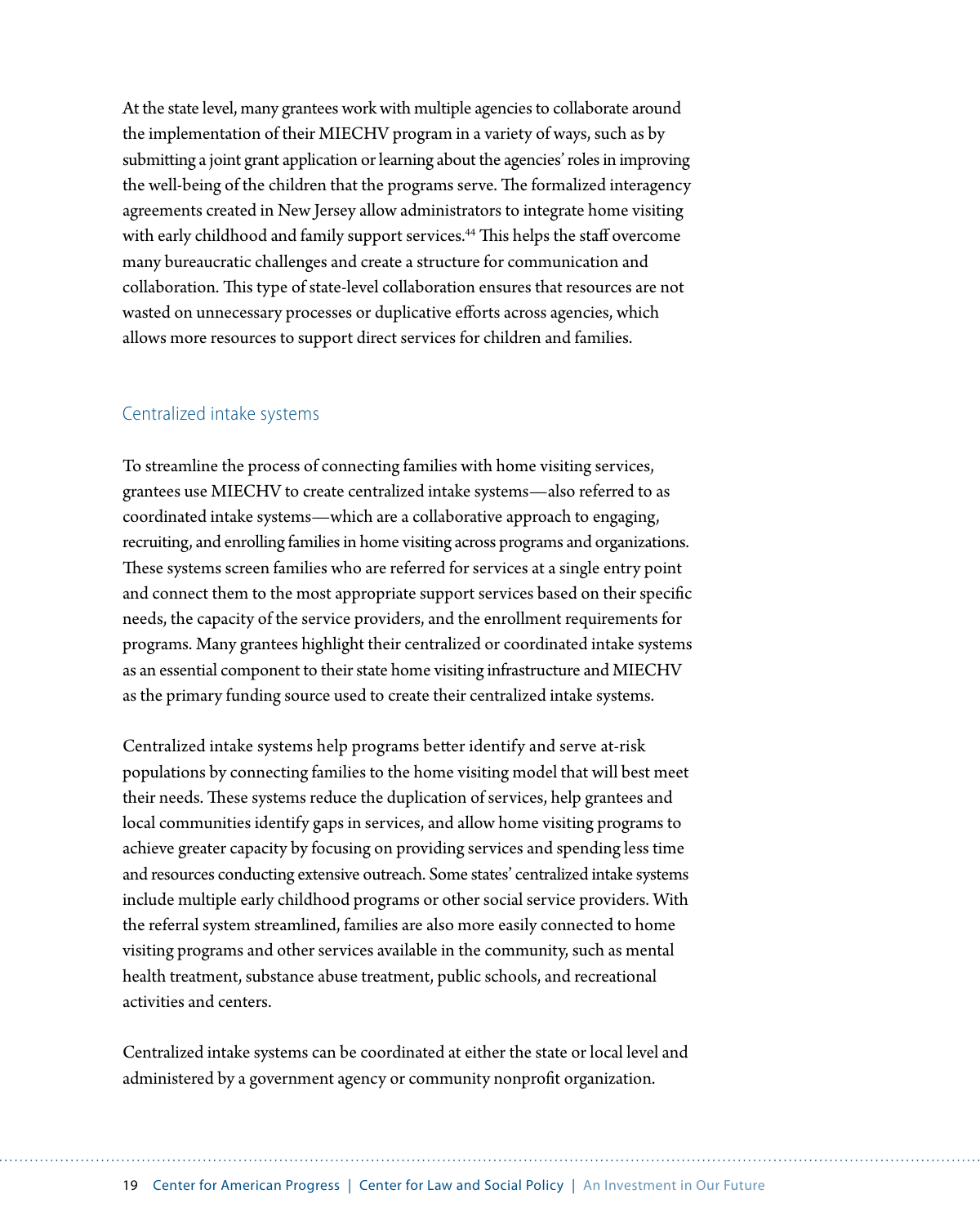At the state level, many grantees work with multiple agencies to collaborate around the implementation of their MIECHV program in a variety of ways, such as by submitting a joint grant application or learning about the agencies' roles in improving the well-being of the children that the programs serve. The formalized interagency agreements created in New Jersey allow administrators to integrate home visiting with early childhood and family support services.[44] This helps the staff overcome many bureaucratic challenges and create a structure for communication and collaboration. This type of state-level collaboration ensures that resources are not wasted on unnecessary processes or duplicative efforts across agencies, which allows more resources to support direct services for children and families.

### Centralized intake systems

To streamline the process of connecting families with home visiting services, grantees use MIECHV to create centralized intake systems—also referred to as coordinated intake systems—which are a collaborative approach to engaging, recruiting, and enrolling families in home visiting across programs and organizations. These systems screen families who are referred for services at a single entry point and connect them to the most appropriate support services based on their specific needs, the capacity of the service providers, and the enrollment requirements for programs. Many grantees highlight their centralized or coordinated intake systems as an essential component to their state home visiting infrastructure and MIECHV as the primary funding source used to create their centralized intake systems.

Centralized intake systems help programs better identify and serve at-risk populations by connecting families to the home visiting model that will best meet their needs. These systems reduce the duplication of services, help grantees and local communities identify gaps in services, and allow home visiting programs to achieve greater capacity by focusing on providing services and spending less time and resources conducting extensive outreach. Some states' centralized intake systems include multiple early childhood programs or other social service providers. With the referral system streamlined, families are also more easily connected to home visiting programs and other services available in the community, such as mental health treatment, substance abuse treatment, public schools, and recreational activities and centers.

Centralized intake systems can be coordinated at either the state or local level and administered by a government agency or community nonprofit organization.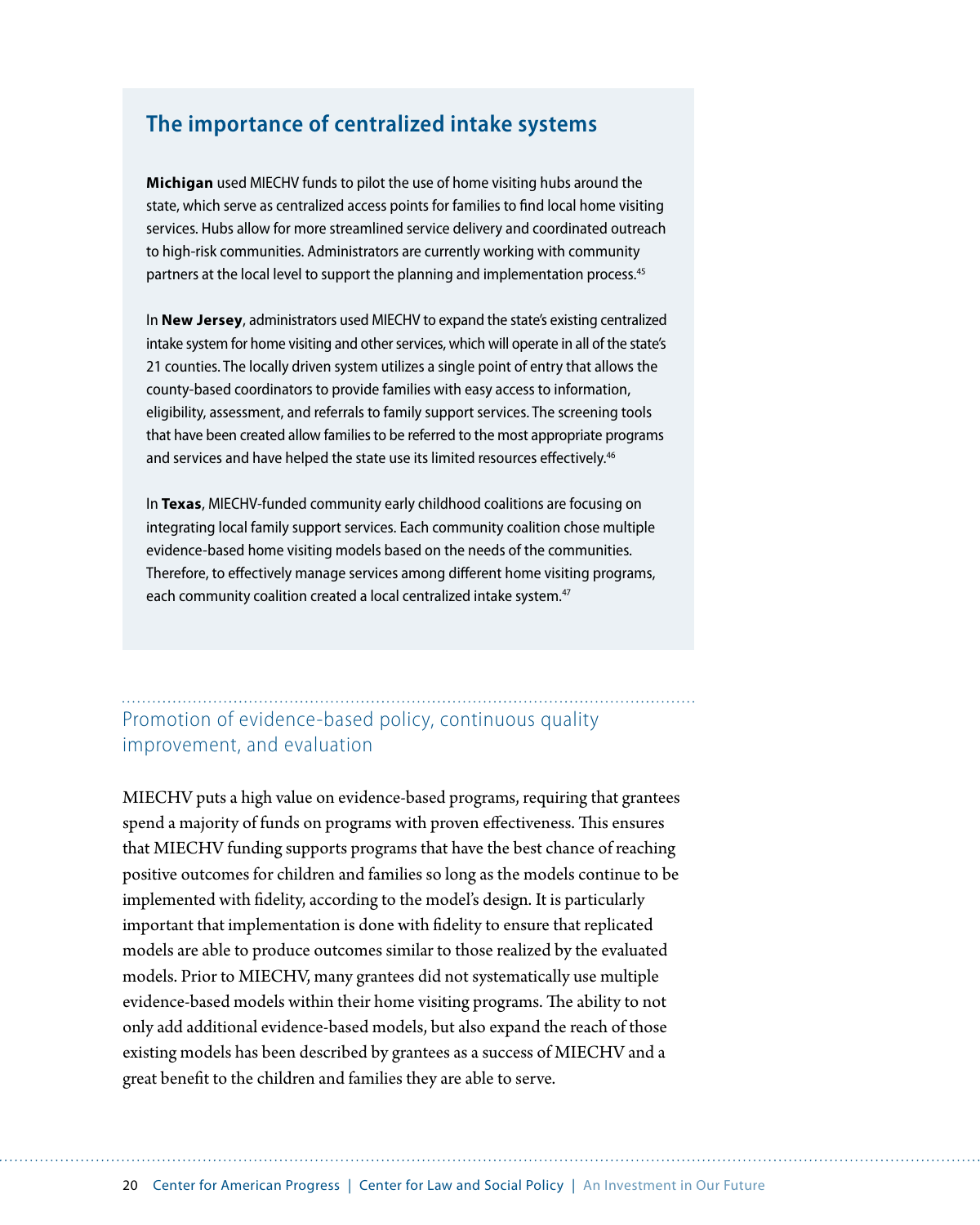### The importance of centralized intake systems

**Michigan** used MIECHV funds to pilot the use of home visiting hubs around the state, which serve as centralized access points for families to find local home visiting services. Hubs allow for more streamlined service delivery and coordinated outreach to high-risk communities. Administrators are currently working with community partners at the local level to support the planning and implementation process.[45]

In **New Jersey**, administrators used MIECHV to expand the state's existing centralized intake system for home visiting and other services, which will operate in all of the state's 21 counties. The locally driven system utilizes a single point of entry that allows the county-based coordinators to provide families with easy access to information, eligibility, assessment, and referrals to family support services. The screening tools that have been created allow families to be referred to the most appropriate programs and services and have helped the state use its limited resources effectively.[46]

In **Texas**, MIECHV-funded community early childhood coalitions are focusing on integrating local family support services. Each community coalition chose multiple evidence-based home visiting models based on the needs of the communities. Therefore, to effectively manage services among different home visiting programs, each community coalition created a local centralized intake system.[47]

## Promotion of evidence-based policy, continuous quality improvement, and evaluation

MIECHV puts a high value on evidence-based programs, requiring that grantees spend a majority of funds on programs with proven effectiveness. This ensures that MIECHV funding supports programs that have the best chance of reaching positive outcomes for children and families so long as the models continue to be implemented with fidelity, according to the model's design. It is particularly important that implementation is done with fidelity to ensure that replicated models are able to produce outcomes similar to those realized by the evaluated models. Prior to MIECHV, many grantees did not systematically use multiple evidence-based models within their home visiting programs. The ability to not only add additional evidence-based models, but also expand the reach of those existing models has been described by grantees as a success of MIECHV and a great benefit to the children and families they are able to serve.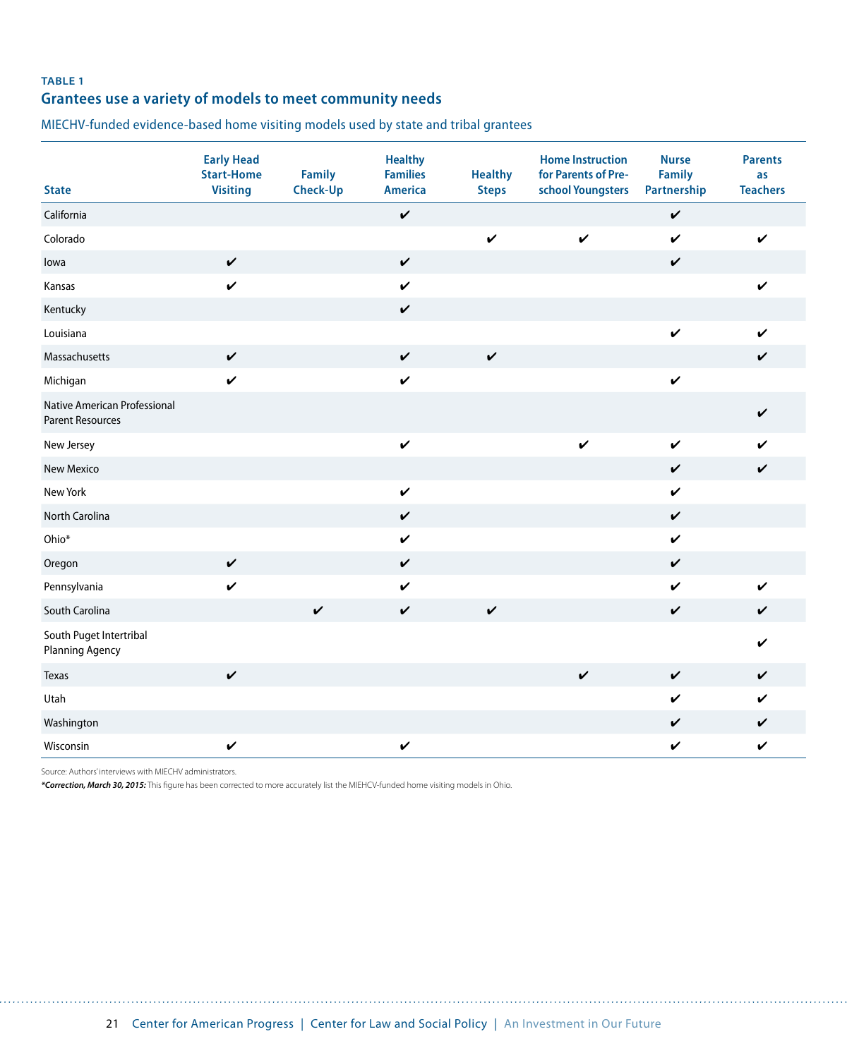**TABLE 1**

## Grantees use a variety of models to meet community needs

MIECHV-funded evidence-based home visiting models used by state and tribal grantees

| State | Early Head Start-Home Visiting | Family Check-Up | Healthy Families America | Healthy Steps | Home Instruction for Parents of Pre-school Youngsters | Nurse Family Partnership | Parents as Teachers |
|---|---|---|---|---|---|---|---|
| California | | | ✔ | | | ✔ | |
| Colorado | | | | ✔ | ✔ | ✔ | ✔ |
| Iowa | ✔ | | ✔ | | | ✔ | |
| Kansas | ✔ | | ✔ | | | | ✔ |
| Kentucky | | | ✔ | | | | |
| Louisiana | | | | | | ✔ | ✔ |
| Massachusetts | ✔ | | ✔ | ✔ | | | ✔ |
| Michigan | ✔ | | ✔ | | | ✔ | |
| Native American Professional Parent Resources | | | | | | | ✔ |
| New Jersey | | | ✔ | | ✔ | ✔ | ✔ |
| New Mexico | | | | | | ✔ | ✔ |
| New York | | | ✔ | | | ✔ | |
| North Carolina | | | ✔ | | | ✔ | |
| Ohio* | | | ✔ | | | ✔ | |
| Oregon | ✔ | | ✔ | | | ✔ | |
| Pennsylvania | ✔ | | ✔ | | | ✔ | ✔ |
| South Carolina | | ✔ | ✔ | ✔ | | ✔ | ✔ |
| South Puget Intertribal Planning Agency | | | | | | | ✔ |
| Texas | ✔ | | | | ✔ | ✔ | ✔ |
| Utah | | | | | | ✔ | ✔ |
| Washington | | | | | | ✔ | ✔ |
| Wisconsin | ✔ | | ✔ | | | ✔ | ✔ |

Source: Authors' interviews with MIECHV administrators.

***Correction, March 30, 2015:** This figure has been corrected to more accurately list the MIEHCV-funded home visiting models in Ohio.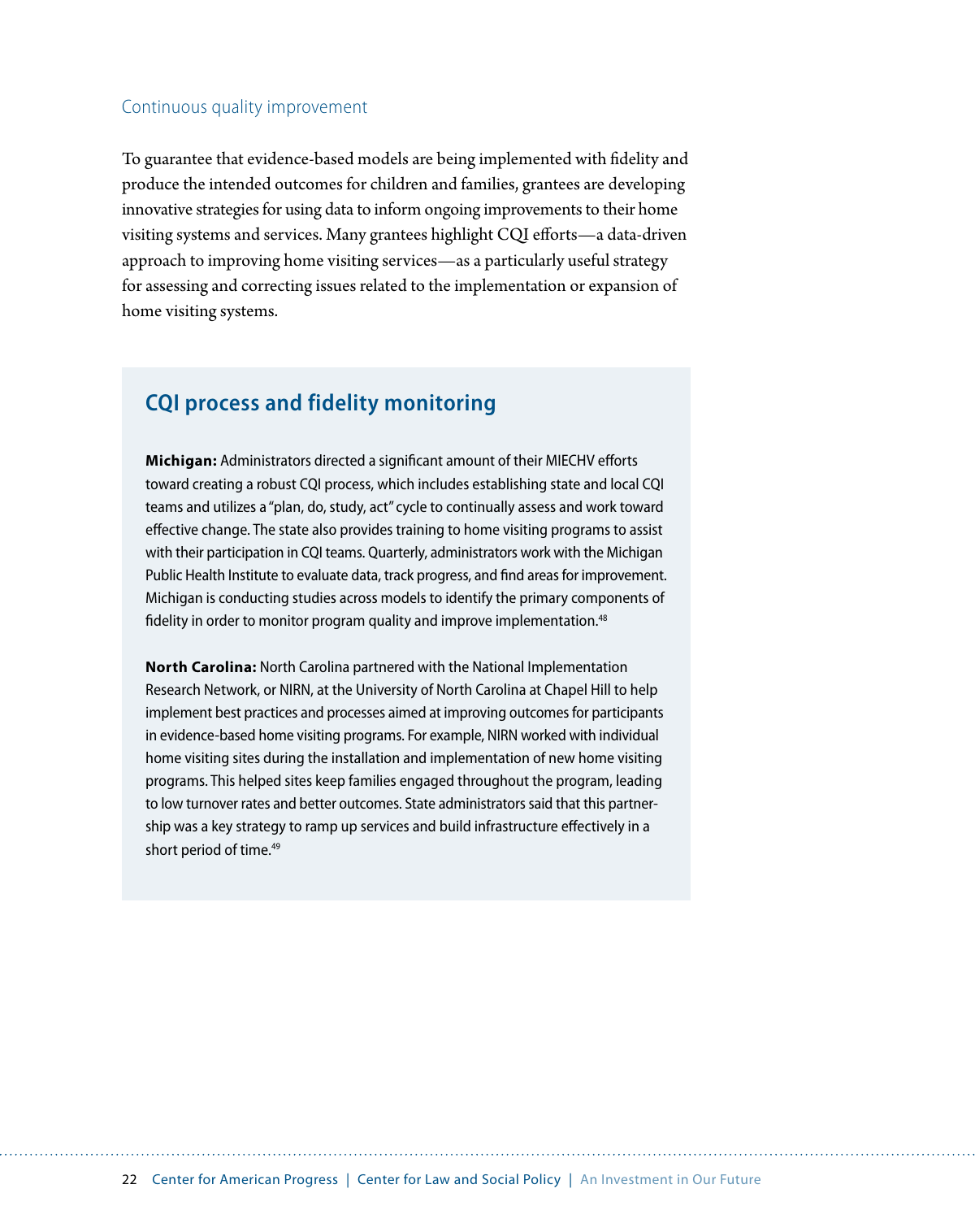### Continuous quality improvement

To guarantee that evidence-based models are being implemented with fidelity and produce the intended outcomes for children and families, grantees are developing innovative strategies for using data to inform ongoing improvements to their home visiting systems and services. Many grantees highlight CQI efforts—a data-driven approach to improving home visiting services—as a particularly useful strategy for assessing and correcting issues related to the implementation or expansion of home visiting systems.

## CQI process and fidelity monitoring

**Michigan:** Administrators directed a significant amount of their MIECHV efforts toward creating a robust CQI process, which includes establishing state and local CQI teams and utilizes a "plan, do, study, act" cycle to continually assess and work toward effective change. The state also provides training to home visiting programs to assist with their participation in CQI teams. Quarterly, administrators work with the Michigan Public Health Institute to evaluate data, track progress, and find areas for improvement. Michigan is conducting studies across models to identify the primary components of fidelity in order to monitor program quality and improve implementation.[48]

**North Carolina:** North Carolina partnered with the National Implementation Research Network, or NIRN, at the University of North Carolina at Chapel Hill to help implement best practices and processes aimed at improving outcomes for participants in evidence-based home visiting programs. For example, NIRN worked with individual home visiting sites during the installation and implementation of new home visiting programs. This helped sites keep families engaged throughout the program, leading to low turnover rates and better outcomes. State administrators said that this partnership was a key strategy to ramp up services and build infrastructure effectively in a short period of time.[49]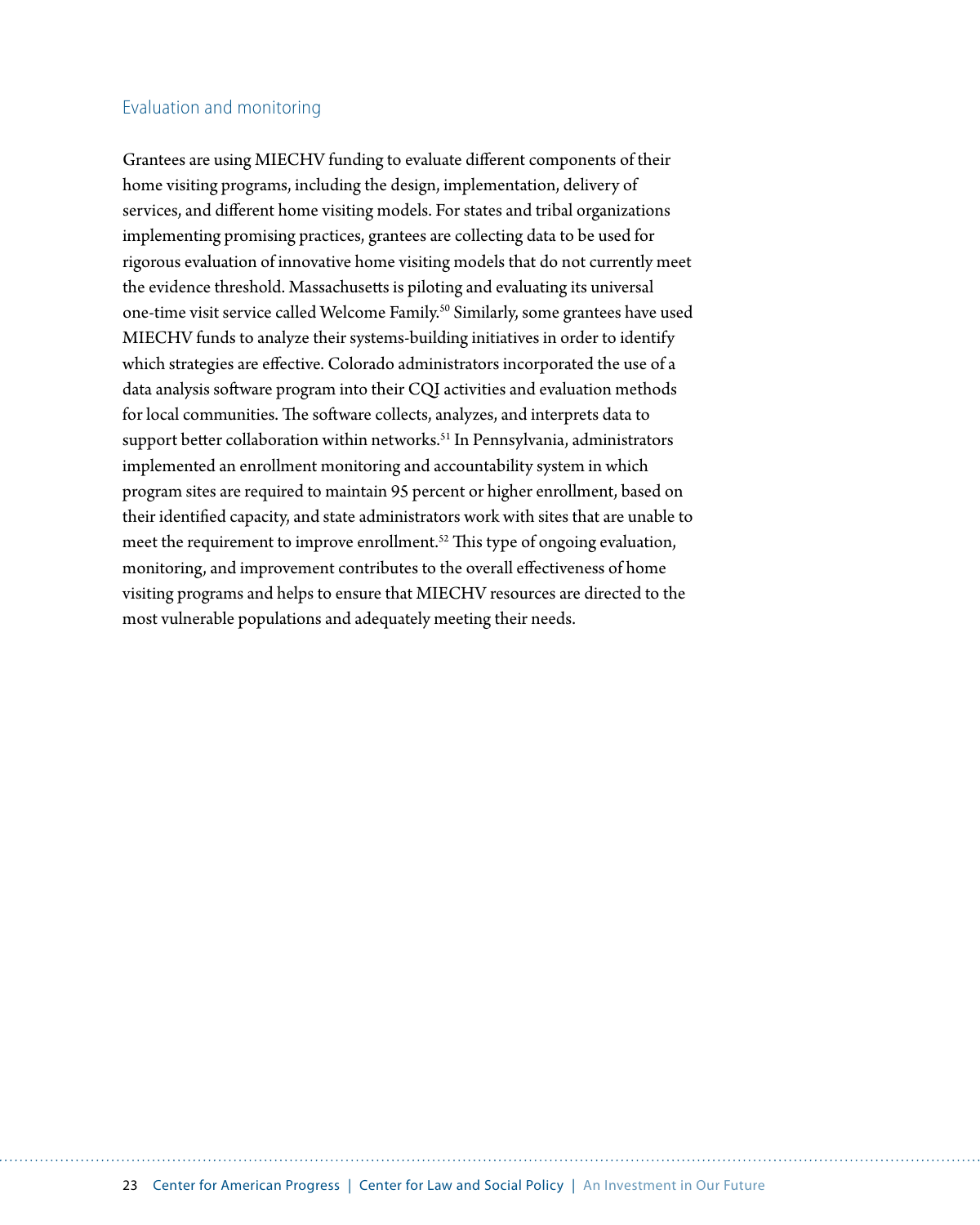## Evaluation and monitoring

Grantees are using MIECHV funding to evaluate different components of their home visiting programs, including the design, implementation, delivery of services, and different home visiting models. For states and tribal organizations implementing promising practices, grantees are collecting data to be used for rigorous evaluation of innovative home visiting models that do not currently meet the evidence threshold. Massachusetts is piloting and evaluating its universal one-time visit service called Welcome Family.[50] Similarly, some grantees have used MIECHV funds to analyze their systems-building initiatives in order to identify which strategies are effective. Colorado administrators incorporated the use of a data analysis software program into their CQI activities and evaluation methods for local communities. The software collects, analyzes, and interprets data to support better collaboration within networks.[51] In Pennsylvania, administrators implemented an enrollment monitoring and accountability system in which program sites are required to maintain 95 percent or higher enrollment, based on their identified capacity, and state administrators work with sites that are unable to meet the requirement to improve enrollment.[52] This type of ongoing evaluation, monitoring, and improvement contributes to the overall effectiveness of home visiting programs and helps to ensure that MIECHV resources are directed to the most vulnerable populations and adequately meeting their needs.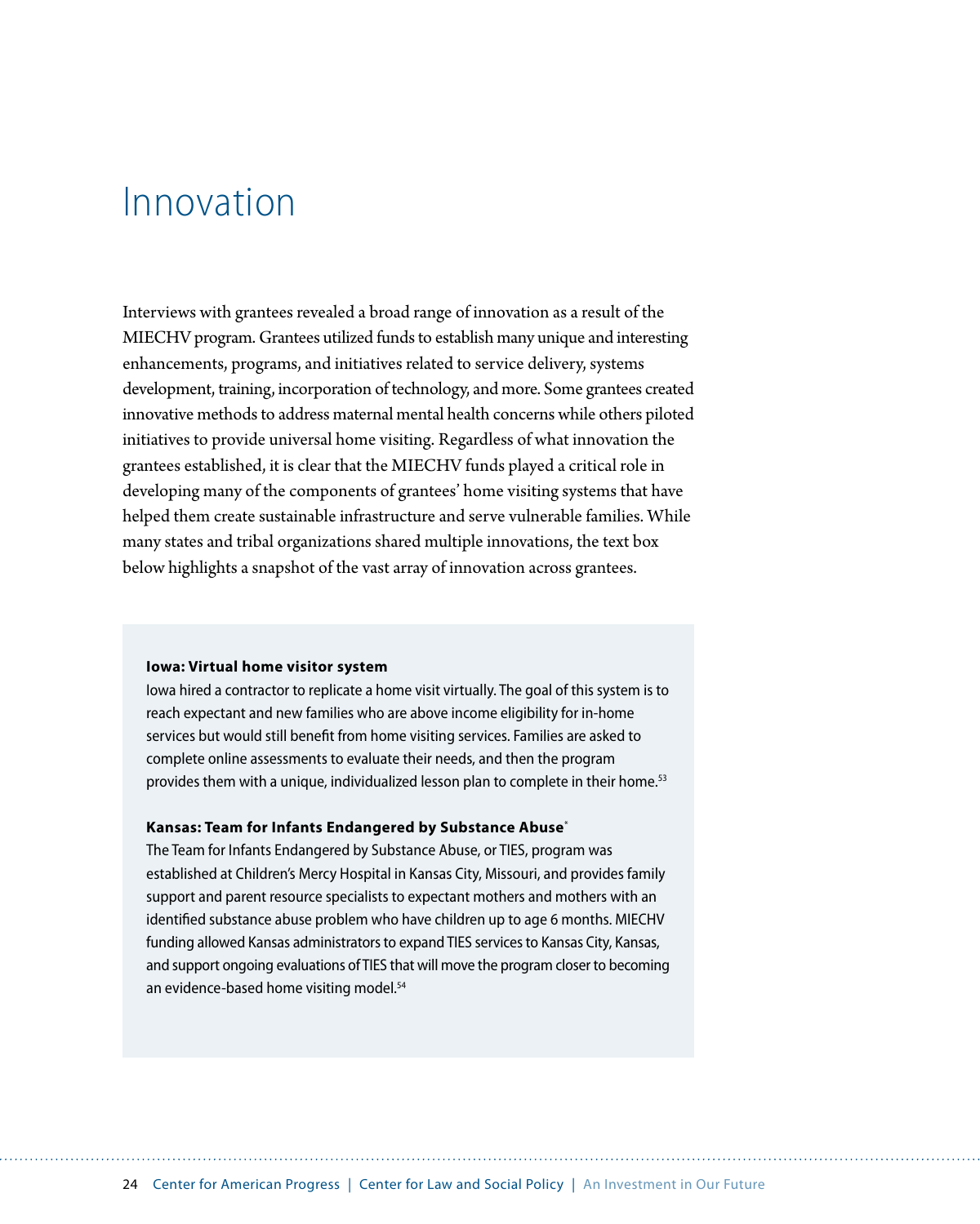# Innovation

Interviews with grantees revealed a broad range of innovation as a result of the MIECHV program. Grantees utilized funds to establish many unique and interesting enhancements, programs, and initiatives related to service delivery, systems development, training, incorporation of technology, and more. Some grantees created innovative methods to address maternal mental health concerns while others piloted initiatives to provide universal home visiting. Regardless of what innovation the grantees established, it is clear that the MIECHV funds played a critical role in developing many of the components of grantees' home visiting systems that have helped them create sustainable infrastructure and serve vulnerable families. While many states and tribal organizations shared multiple innovations, the text box below highlights a snapshot of the vast array of innovation across grantees.

**Iowa: Virtual home visitor system**

Iowa hired a contractor to replicate a home visit virtually. The goal of this system is to reach expectant and new families who are above income eligibility for in-home services but would still benefit from home visiting services. Families are asked to complete online assessments to evaluate their needs, and then the program provides them with a unique, individualized lesson plan to complete in their home.[53]

**Kansas: Team for Infants Endangered by Substance Abuse***

The Team for Infants Endangered by Substance Abuse, or TIES, program was established at Children's Mercy Hospital in Kansas City, Missouri, and provides family support and parent resource specialists to expectant mothers and mothers with an identified substance abuse problem who have children up to age 6 months. MIECHV funding allowed Kansas administrators to expand TIES services to Kansas City, Kansas, and support ongoing evaluations of TIES that will move the program closer to becoming an evidence-based home visiting model.[54]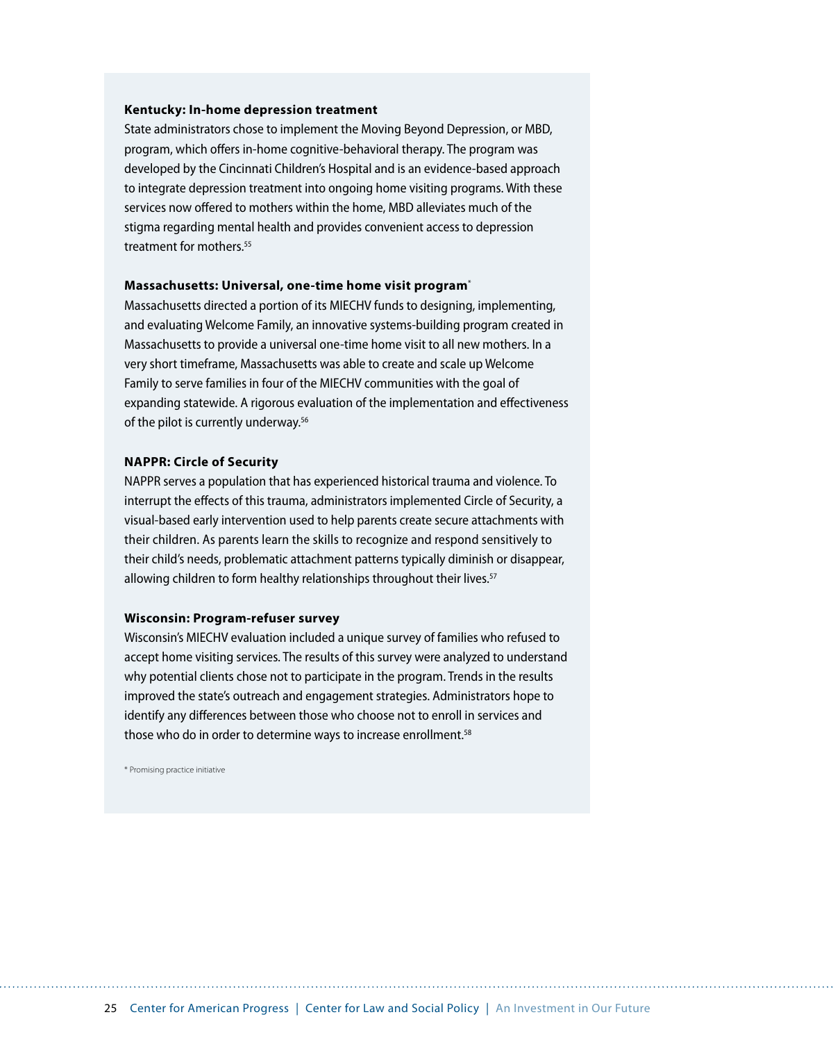**Kentucky: In-home depression treatment**

State administrators chose to implement the Moving Beyond Depression, or MBD, program, which offers in-home cognitive-behavioral therapy. The program was developed by the Cincinnati Children's Hospital and is an evidence-based approach to integrate depression treatment into ongoing home visiting programs. With these services now offered to mothers within the home, MBD alleviates much of the stigma regarding mental health and provides convenient access to depression treatment for mothers.[55]

**Massachusetts: Universal, one-time home visit program***

Massachusetts directed a portion of its MIECHV funds to designing, implementing, and evaluating Welcome Family, an innovative systems-building program created in Massachusetts to provide a universal one-time home visit to all new mothers. In a very short timeframe, Massachusetts was able to create and scale up Welcome Family to serve families in four of the MIECHV communities with the goal of expanding statewide. A rigorous evaluation of the implementation and effectiveness of the pilot is currently underway.[56]

**NAPPR: Circle of Security**

NAPPR serves a population that has experienced historical trauma and violence. To interrupt the effects of this trauma, administrators implemented Circle of Security, a visual-based early intervention used to help parents create secure attachments with their children. As parents learn the skills to recognize and respond sensitively to their child's needs, problematic attachment patterns typically diminish or disappear, allowing children to form healthy relationships throughout their lives.[57]

**Wisconsin: Program-refuser survey**

Wisconsin's MIECHV evaluation included a unique survey of families who refused to accept home visiting services. The results of this survey were analyzed to understand why potential clients chose not to participate in the program. Trends in the results improved the state's outreach and engagement strategies. Administrators hope to identify any differences between those who choose not to enroll in services and those who do in order to determine ways to increase enrollment.[58]

* Promising practice initiative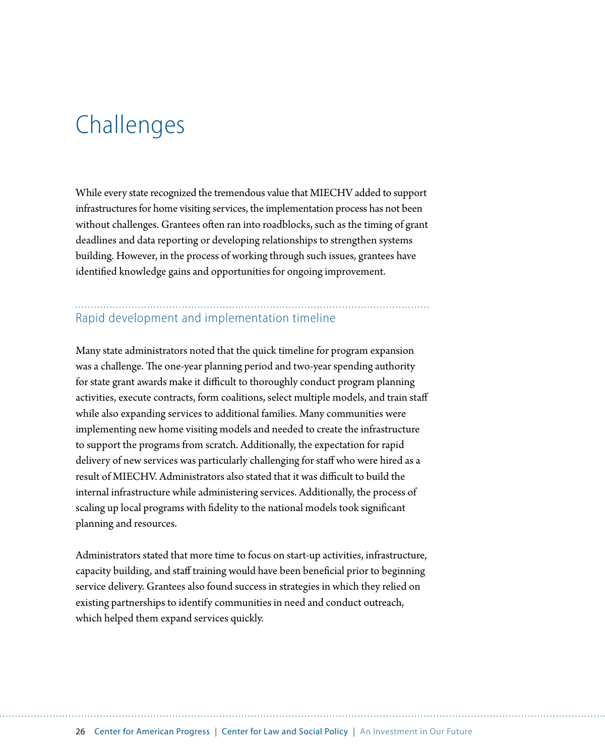# Challenges

While every state recognized the tremendous value that MIECHV added to support infrastructures for home visiting services, the implementation process has not been without challenges. Grantees often ran into roadblocks, such as the timing of grant deadlines and data reporting or developing relationships to strengthen systems building. However, in the process of working through such issues, grantees have identified knowledge gains and opportunities for ongoing improvement.

## Rapid development and implementation timeline

Many state administrators noted that the quick timeline for program expansion was a challenge. The one-year planning period and two-year spending authority for state grant awards make it difficult to thoroughly conduct program planning activities, execute contracts, form coalitions, select multiple models, and train staff while also expanding services to additional families. Many communities were implementing new home visiting models and needed to create the infrastructure to support the programs from scratch. Additionally, the expectation for rapid delivery of new services was particularly challenging for staff who were hired as a result of MIECHV. Administrators also stated that it was difficult to build the internal infrastructure while administering services. Additionally, the process of scaling up local programs with fidelity to the national models took significant planning and resources.

Administrators stated that more time to focus on start-up activities, infrastructure, capacity building, and staff training would have been beneficial prior to beginning service delivery. Grantees also found success in strategies in which they relied on existing partnerships to identify communities in need and conduct outreach, which helped them expand services quickly.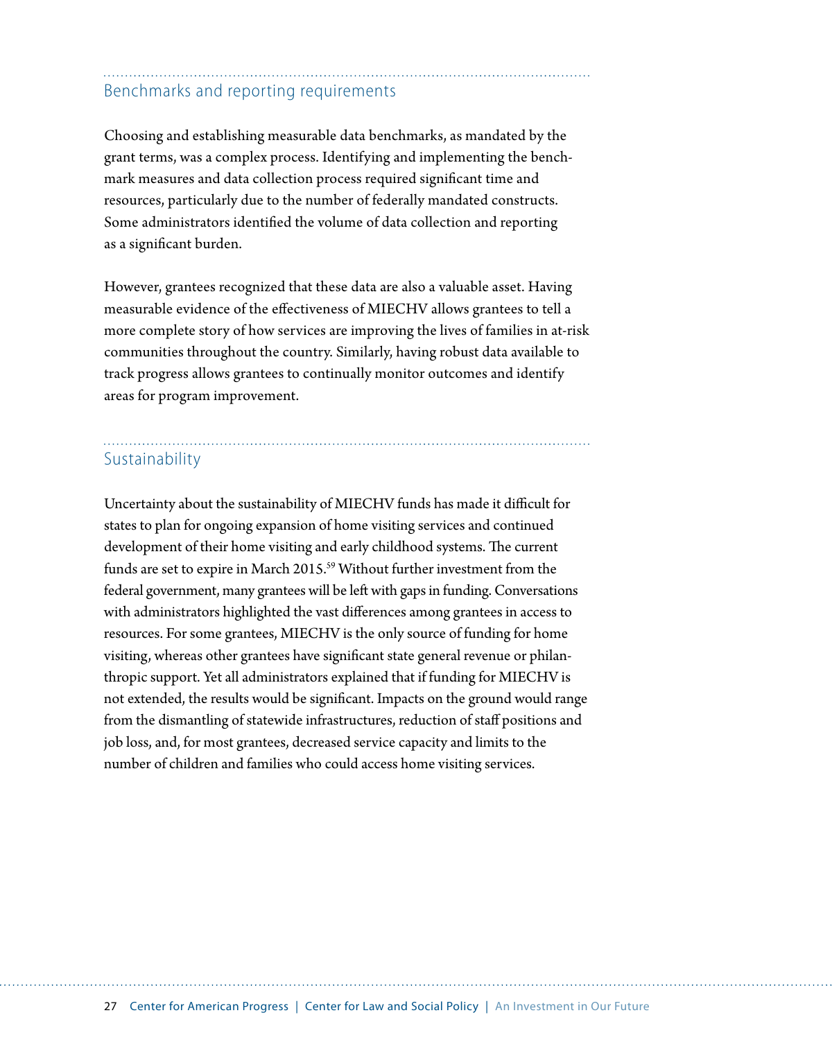## Benchmarks and reporting requirements

Choosing and establishing measurable data benchmarks, as mandated by the grant terms, was a complex process. Identifying and implementing the benchmark measures and data collection process required significant time and resources, particularly due to the number of federally mandated constructs. Some administrators identified the volume of data collection and reporting as a significant burden.

However, grantees recognized that these data are also a valuable asset. Having measurable evidence of the effectiveness of MIECHV allows grantees to tell a more complete story of how services are improving the lives of families in at-risk communities throughout the country. Similarly, having robust data available to track progress allows grantees to continually monitor outcomes and identify areas for program improvement.

## Sustainability

Uncertainty about the sustainability of MIECHV funds has made it difficult for states to plan for ongoing expansion of home visiting services and continued development of their home visiting and early childhood systems. The current funds are set to expire in March 2015.[59] Without further investment from the federal government, many grantees will be left with gaps in funding. Conversations with administrators highlighted the vast differences among grantees in access to resources. For some grantees, MIECHV is the only source of funding for home visiting, whereas other grantees have significant state general revenue or philanthropic support. Yet all administrators explained that if funding for MIECHV is not extended, the results would be significant. Impacts on the ground would range from the dismantling of statewide infrastructures, reduction of staff positions and job loss, and, for most grantees, decreased service capacity and limits to the number of children and families who could access home visiting services.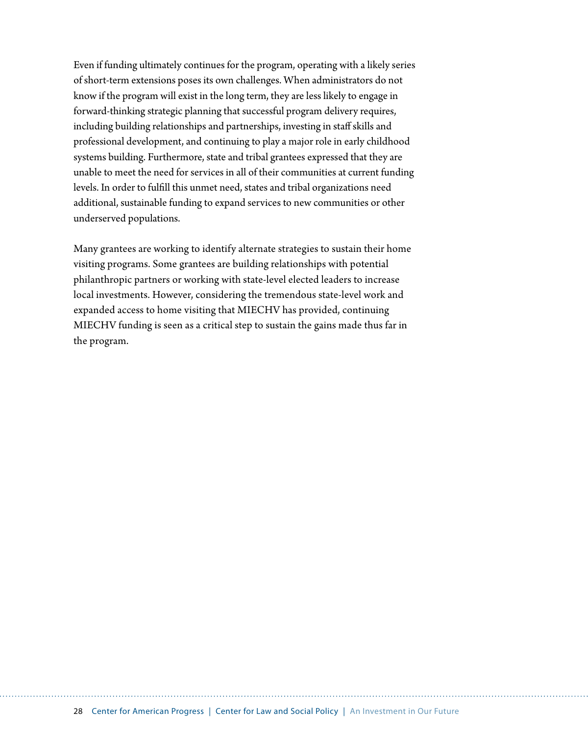Even if funding ultimately continues for the program, operating with a likely series of short-term extensions poses its own challenges. When administrators do not know if the program will exist in the long term, they are less likely to engage in forward-thinking strategic planning that successful program delivery requires, including building relationships and partnerships, investing in staff skills and professional development, and continuing to play a major role in early childhood systems building. Furthermore, state and tribal grantees expressed that they are unable to meet the need for services in all of their communities at current funding levels. In order to fulfill this unmet need, states and tribal organizations need additional, sustainable funding to expand services to new communities or other underserved populations.

Many grantees are working to identify alternate strategies to sustain their home visiting programs. Some grantees are building relationships with potential philanthropic partners or working with state-level elected leaders to increase local investments. However, considering the tremendous state-level work and expanded access to home visiting that MIECHV has provided, continuing MIECHV funding is seen as a critical step to sustain the gains made thus far in the program.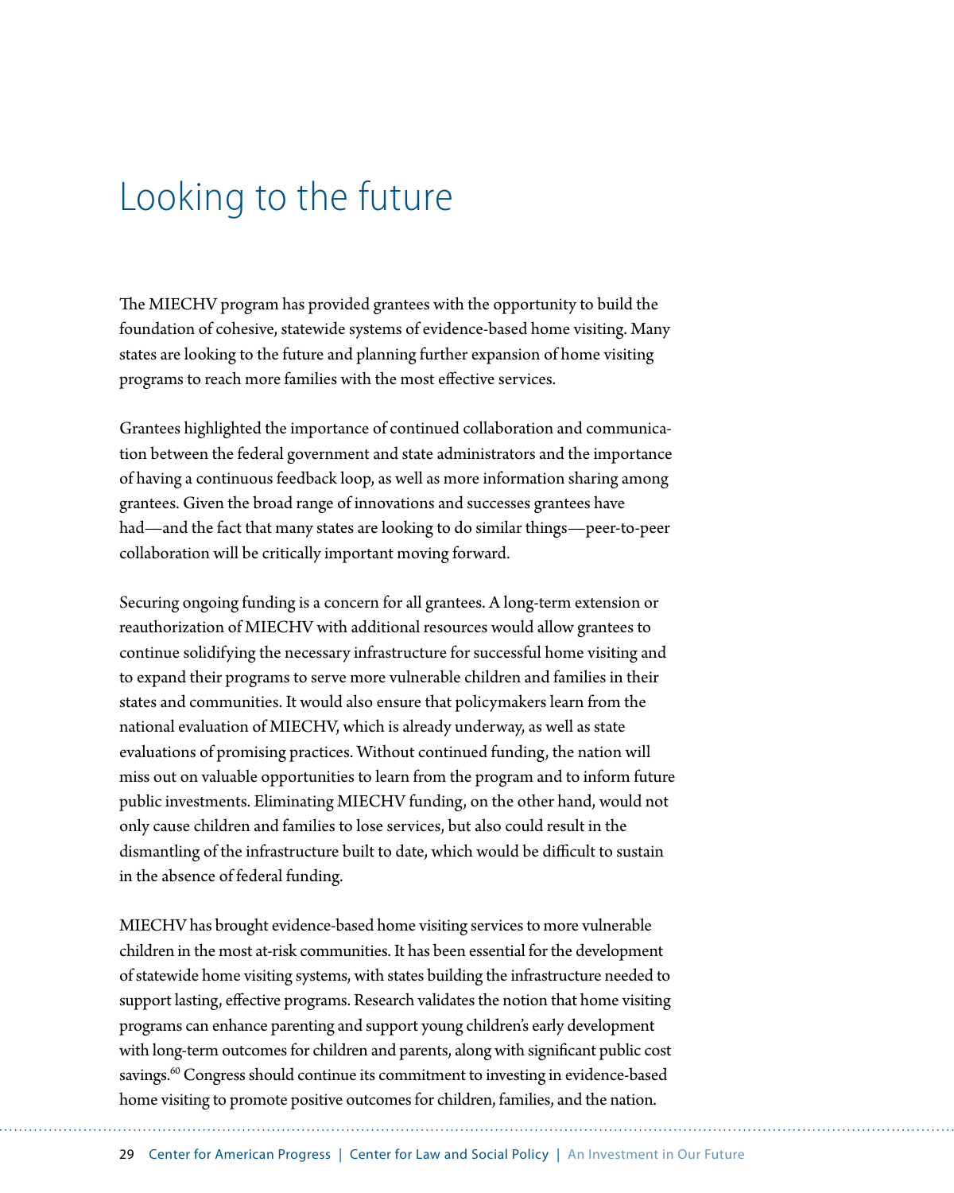# Looking to the future

The MIECHV program has provided grantees with the opportunity to build the foundation of cohesive, statewide systems of evidence-based home visiting. Many states are looking to the future and planning further expansion of home visiting programs to reach more families with the most effective services.

Grantees highlighted the importance of continued collaboration and communication between the federal government and state administrators and the importance of having a continuous feedback loop, as well as more information sharing among grantees. Given the broad range of innovations and successes grantees have had—and the fact that many states are looking to do similar things—peer-to-peer collaboration will be critically important moving forward.

Securing ongoing funding is a concern for all grantees. A long-term extension or reauthorization of MIECHV with additional resources would allow grantees to continue solidifying the necessary infrastructure for successful home visiting and to expand their programs to serve more vulnerable children and families in their states and communities. It would also ensure that policymakers learn from the national evaluation of MIECHV, which is already underway, as well as state evaluations of promising practices. Without continued funding, the nation will miss out on valuable opportunities to learn from the program and to inform future public investments. Eliminating MIECHV funding, on the other hand, would not only cause children and families to lose services, but also could result in the dismantling of the infrastructure built to date, which would be difficult to sustain in the absence of federal funding.

MIECHV has brought evidence-based home visiting services to more vulnerable children in the most at-risk communities. It has been essential for the development of statewide home visiting systems, with states building the infrastructure needed to support lasting, effective programs. Research validates the notion that home visiting programs can enhance parenting and support young children's early development with long-term outcomes for children and parents, along with significant public cost savings.[60] Congress should continue its commitment to investing in evidence-based home visiting to promote positive outcomes for children, families, and the nation.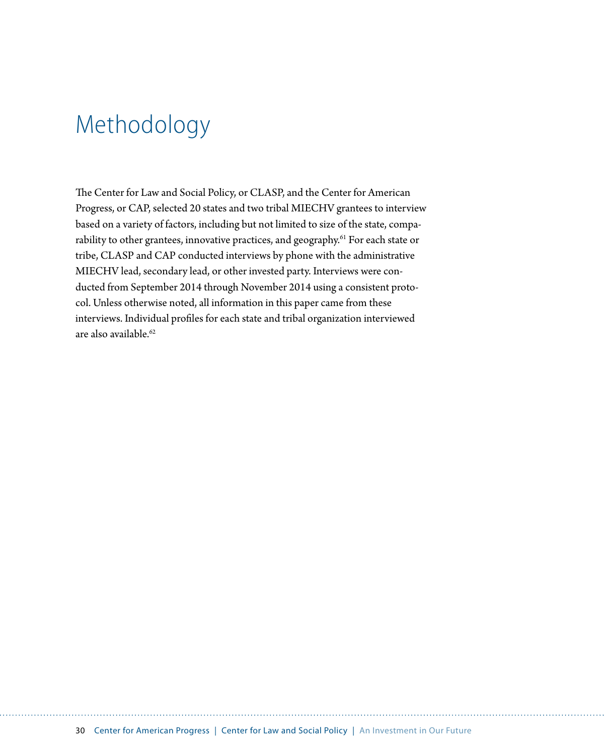# Methodology

The Center for Law and Social Policy, or CLASP, and the Center for American Progress, or CAP, selected 20 states and two tribal MIECHV grantees to interview based on a variety of factors, including but not limited to size of the state, comparability to other grantees, innovative practices, and geography.[61] For each state or tribe, CLASP and CAP conducted interviews by phone with the administrative MIECHV lead, secondary lead, or other invested party. Interviews were conducted from September 2014 through November 2014 using a consistent protocol. Unless otherwise noted, all information in this paper came from these interviews. Individual profiles for each state and tribal organization interviewed are also available.[62]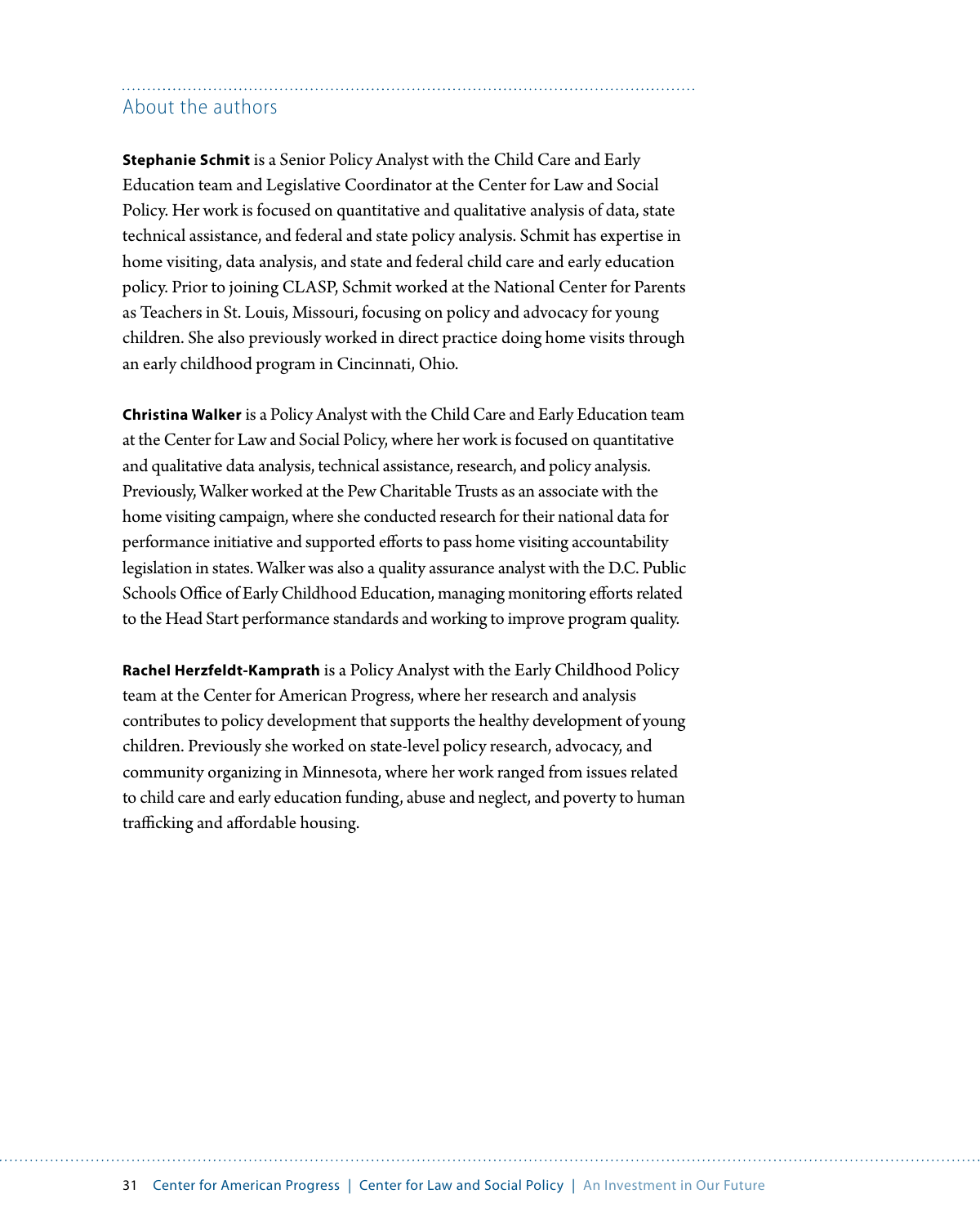## About the authors

**Stephanie Schmit** is a Senior Policy Analyst with the Child Care and Early Education team and Legislative Coordinator at the Center for Law and Social Policy. Her work is focused on quantitative and qualitative analysis of data, state technical assistance, and federal and state policy analysis. Schmit has expertise in home visiting, data analysis, and state and federal child care and early education policy. Prior to joining CLASP, Schmit worked at the National Center for Parents as Teachers in St. Louis, Missouri, focusing on policy and advocacy for young children. She also previously worked in direct practice doing home visits through an early childhood program in Cincinnati, Ohio.

**Christina Walker** is a Policy Analyst with the Child Care and Early Education team at the Center for Law and Social Policy, where her work is focused on quantitative and qualitative data analysis, technical assistance, research, and policy analysis. Previously, Walker worked at the Pew Charitable Trusts as an associate with the home visiting campaign, where she conducted research for their national data for performance initiative and supported efforts to pass home visiting accountability legislation in states. Walker was also a quality assurance analyst with the D.C. Public Schools Office of Early Childhood Education, managing monitoring efforts related to the Head Start performance standards and working to improve program quality.

**Rachel Herzfeldt-Kamprath** is a Policy Analyst with the Early Childhood Policy team at the Center for American Progress, where her research and analysis contributes to policy development that supports the healthy development of young children. Previously she worked on state-level policy research, advocacy, and community organizing in Minnesota, where her work ranged from issues related to child care and early education funding, abuse and neglect, and poverty to human trafficking and affordable housing.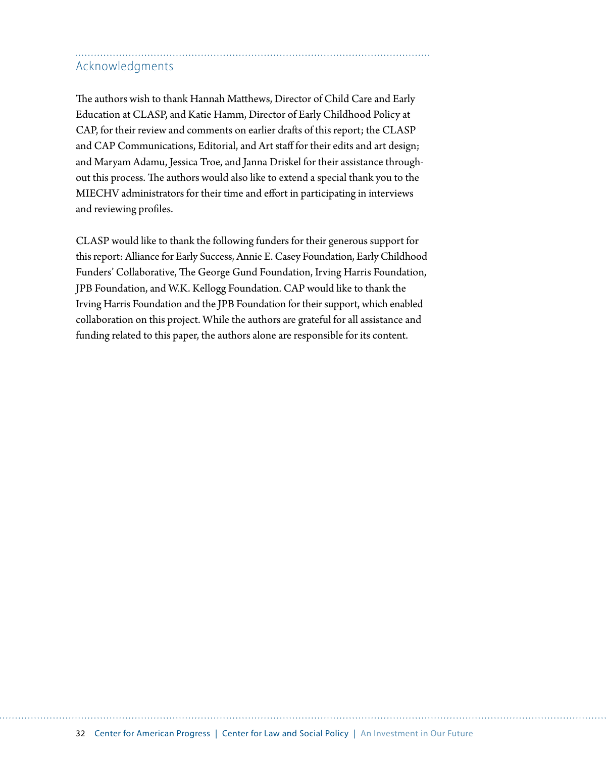## Acknowledgments

The authors wish to thank Hannah Matthews, Director of Child Care and Early Education at CLASP, and Katie Hamm, Director of Early Childhood Policy at CAP, for their review and comments on earlier drafts of this report; the CLASP and CAP Communications, Editorial, and Art staff for their edits and art design; and Maryam Adamu, Jessica Troe, and Janna Driskel for their assistance throughout this process. The authors would also like to extend a special thank you to the MIECHV administrators for their time and effort in participating in interviews and reviewing profiles.

CLASP would like to thank the following funders for their generous support for this report: Alliance for Early Success, Annie E. Casey Foundation, Early Childhood Funders' Collaborative, The George Gund Foundation, Irving Harris Foundation, JPB Foundation, and W.K. Kellogg Foundation. CAP would like to thank the Irving Harris Foundation and the JPB Foundation for their support, which enabled collaboration on this project. While the authors are grateful for all assistance and funding related to this paper, the authors alone are responsible for its content.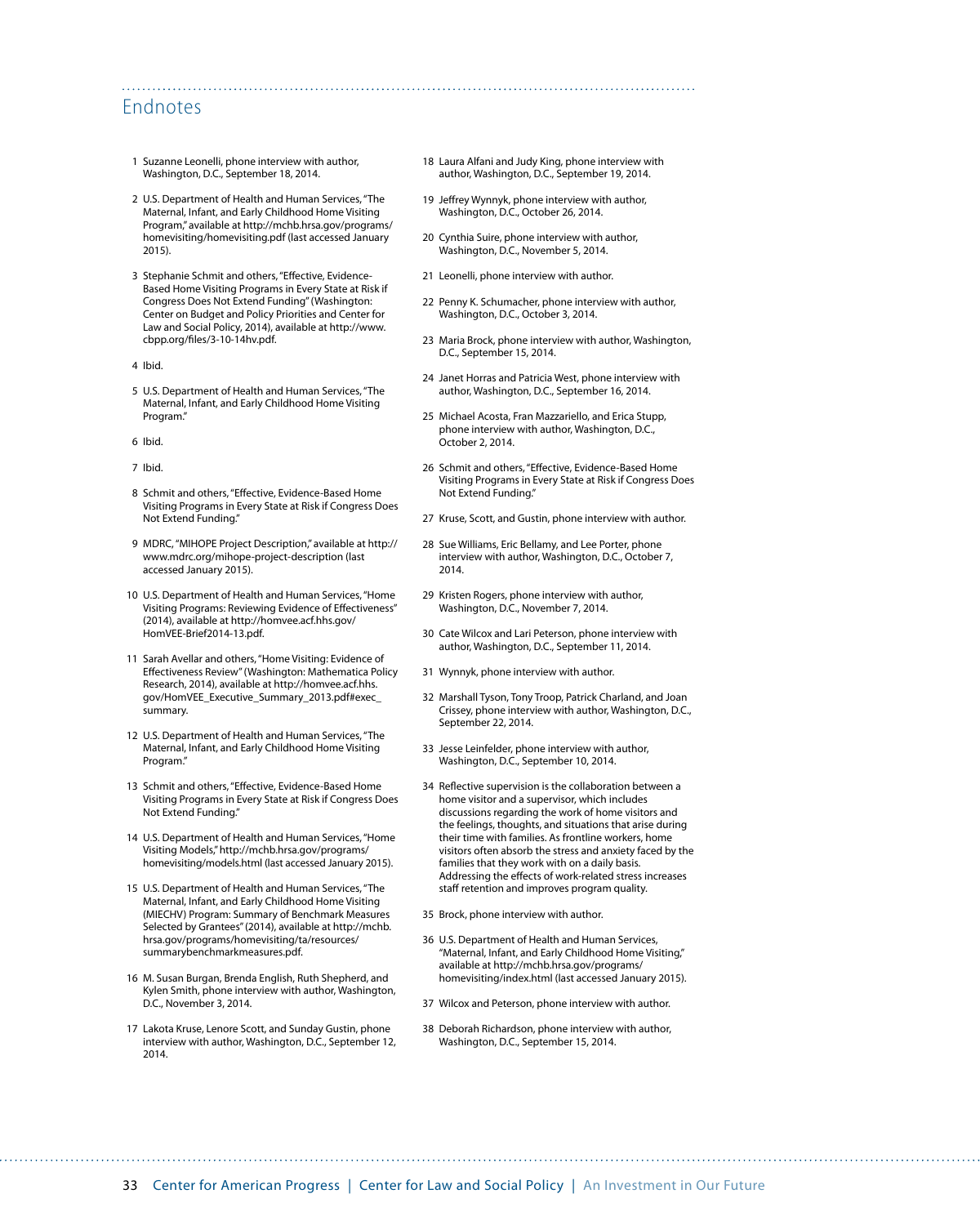## Endnotes

1. Suzanne Leonelli, phone interview with author, Washington, D.C., September 18, 2014.
2. U.S. Department of Health and Human Services, "The Maternal, Infant, and Early Childhood Home Visiting Program," available at http://mchb.hrsa.gov/programs/homevisiting/homevisiting.pdf (last accessed January 2015).
3. Stephanie Schmit and others, "Effective, Evidence-Based Home Visiting Programs in Every State at Risk if Congress Does Not Extend Funding" (Washington: Center on Budget and Policy Priorities and Center for Law and Social Policy, 2014), available at http://www.cbpp.org/files/3-10-14hv.pdf.
4. Ibid.
5. U.S. Department of Health and Human Services, "The Maternal, Infant, and Early Childhood Home Visiting Program."
6. Ibid.
7. Ibid.
8. Schmit and others, "Effective, Evidence-Based Home Visiting Programs in Every State at Risk if Congress Does Not Extend Funding."
9. MDRC, "MIHOPE Project Description," available at http://www.mdrc.org/mihope-project-description (last accessed January 2015).
10. U.S. Department of Health and Human Services, "Home Visiting Programs: Reviewing Evidence of Effectiveness" (2014), available at http://homvee.acf.hhs.gov/HomVEE-Brief2014-13.pdf.
11. Sarah Avellar and others, "Home Visiting: Evidence of Effectiveness Review" (Washington: Mathematica Policy Research, 2014), available at http://homvee.acf.hhs.gov/HomVEE_Executive_Summary_2013.pdf#exec_summary.
12. U.S. Department of Health and Human Services, "The Maternal, Infant, and Early Childhood Home Visiting Program."
13. Schmit and others, "Effective, Evidence-Based Home Visiting Programs in Every State at Risk if Congress Does Not Extend Funding."
14. U.S. Department of Health and Human Services, "Home Visiting Models," http://mchb.hrsa.gov/programs/homevisiting/models.html (last accessed January 2015).
15. U.S. Department of Health and Human Services, "The Maternal, Infant, and Early Childhood Home Visiting (MIECHV) Program: Summary of Benchmark Measures Selected by Grantees" (2014), available at http://mchb.hrsa.gov/programs/homevisiting/ta/resources/summarybenchmarkmeasures.pdf.
16. M. Susan Burgan, Brenda English, Ruth Shepherd, and Kylen Smith, phone interview with author, Washington, D.C., November 3, 2014.
17. Lakota Kruse, Lenore Scott, and Sunday Gustin, phone interview with author, Washington, D.C., September 12, 2014.
18. Laura Alfani and Judy King, phone interview with author, Washington, D.C., September 19, 2014.
19. Jeffrey Wynnyk, phone interview with author, Washington, D.C., October 26, 2014.
20. Cynthia Suire, phone interview with author, Washington, D.C., November 5, 2014.
21. Leonelli, phone interview with author.
22. Penny K. Schumacher, phone interview with author, Washington, D.C., October 3, 2014.
23. Maria Brock, phone interview with author, Washington, D.C., September 15, 2014.
24. Janet Horras and Patricia West, phone interview with author, Washington, D.C., September 16, 2014.
25. Michael Acosta, Fran Mazzariello, and Erica Stupp, phone interview with author, Washington, D.C., October 2, 2014.
26. Schmit and others, "Effective, Evidence-Based Home Visiting Programs in Every State at Risk if Congress Does Not Extend Funding."
27. Kruse, Scott, and Gustin, phone interview with author.
28. Sue Williams, Eric Bellamy, and Lee Porter, phone interview with author, Washington, D.C., October 7, 2014.
29. Kristen Rogers, phone interview with author, Washington, D.C., November 7, 2014.
30. Cate Wilcox and Lari Peterson, phone interview with author, Washington, D.C., September 11, 2014.
31. Wynnyk, phone interview with author.
32. Marshall Tyson, Tony Troop, Patrick Charland, and Joan Crissey, phone interview with author, Washington, D.C., September 22, 2014.
33. Jesse Leinfelder, phone interview with author, Washington, D.C., September 10, 2014.
34. Reflective supervision is the collaboration between a home visitor and a supervisor, which includes discussions regarding the work of home visitors and the feelings, thoughts, and situations that arise during their time with families. As frontline workers, home visitors often absorb the stress and anxiety faced by the families that they work with on a daily basis. Addressing the effects of work-related stress increases staff retention and improves program quality.
35. Brock, phone interview with author.
36. U.S. Department of Health and Human Services, "Maternal, Infant, and Early Childhood Home Visiting," available at http://mchb.hrsa.gov/programs/homevisiting/index.html (last accessed January 2015).
37. Wilcox and Peterson, phone interview with author.
38. Deborah Richardson, phone interview with author, Washington, D.C., September 15, 2014.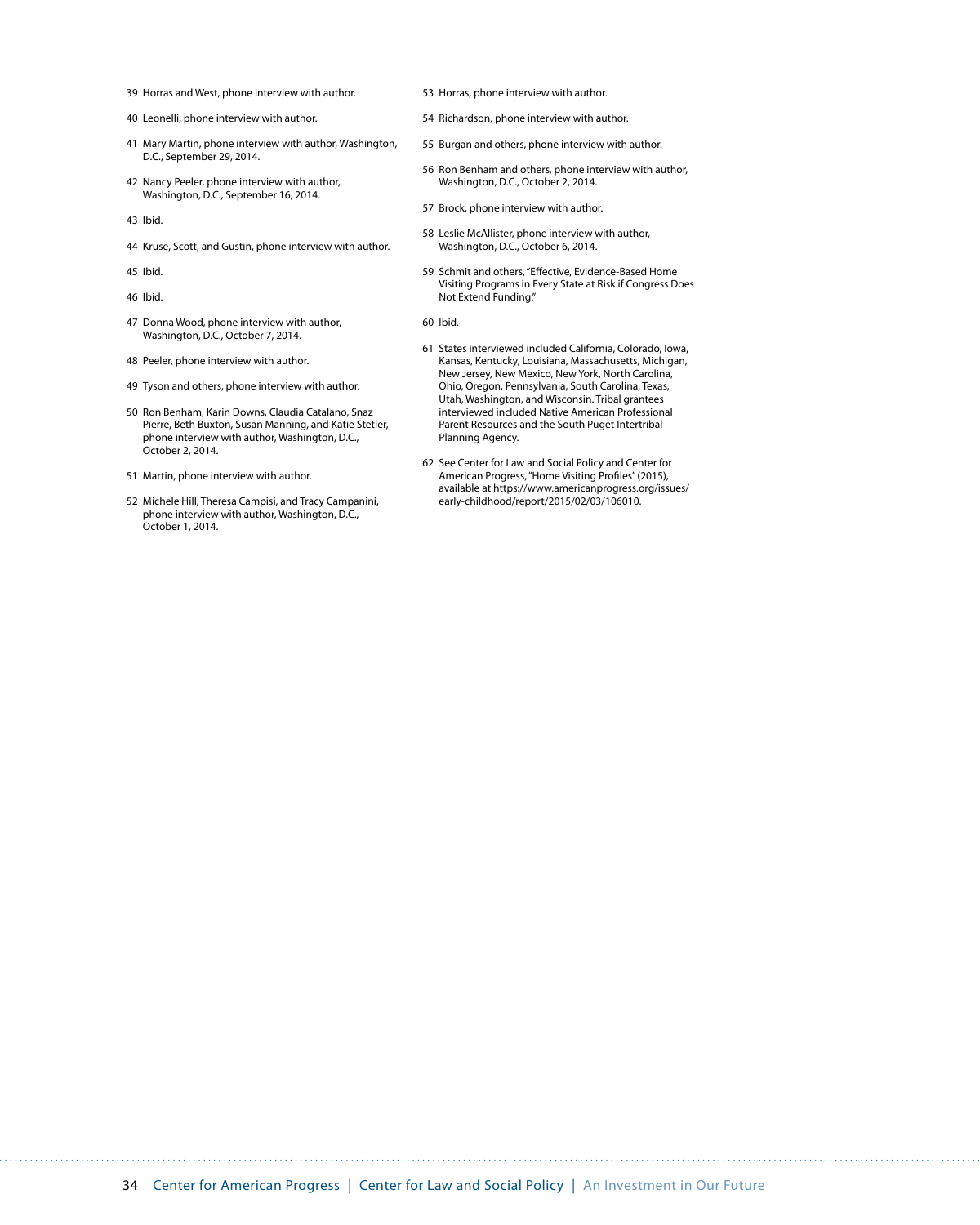39 Horras and West, phone interview with author.

40 Leonelli, phone interview with author.

41 Mary Martin, phone interview with author, Washington, D.C., September 29, 2014.

42 Nancy Peeler, phone interview with author, Washington, D.C., September 16, 2014.

43 Ibid.

44 Kruse, Scott, and Gustin, phone interview with author.

45 Ibid.

46 Ibid.

47 Donna Wood, phone interview with author, Washington, D.C., October 7, 2014.

48 Peeler, phone interview with author.

49 Tyson and others, phone interview with author.

50 Ron Benham, Karin Downs, Claudia Catalano, Snaz Pierre, Beth Buxton, Susan Manning, and Katie Stetler, phone interview with author, Washington, D.C., October 2, 2014.

51 Martin, phone interview with author.

52 Michele Hill, Theresa Campisi, and Tracy Campanini, phone interview with author, Washington, D.C., October 1, 2014.

53 Horras, phone interview with author.

54 Richardson, phone interview with author.

55 Burgan and others, phone interview with author.

56 Ron Benham and others, phone interview with author, Washington, D.C., October 2, 2014.

57 Brock, phone interview with author.

58 Leslie McAllister, phone interview with author, Washington, D.C., October 6, 2014.

59 Schmit and others, "Effective, Evidence-Based Home Visiting Programs in Every State at Risk if Congress Does Not Extend Funding."

60 Ibid.

61 States interviewed included California, Colorado, Iowa, Kansas, Kentucky, Louisiana, Massachusetts, Michigan, New Jersey, New Mexico, New York, North Carolina, Ohio, Oregon, Pennsylvania, South Carolina, Texas, Utah, Washington, and Wisconsin. Tribal grantees interviewed included Native American Professional Parent Resources and the South Puget Intertribal Planning Agency.

62 See Center for Law and Social Policy and Center for American Progress, "Home Visiting Profiles" (2015), available at https://www.americanprogress.org/issues/early-childhood/report/2015/02/03/106010.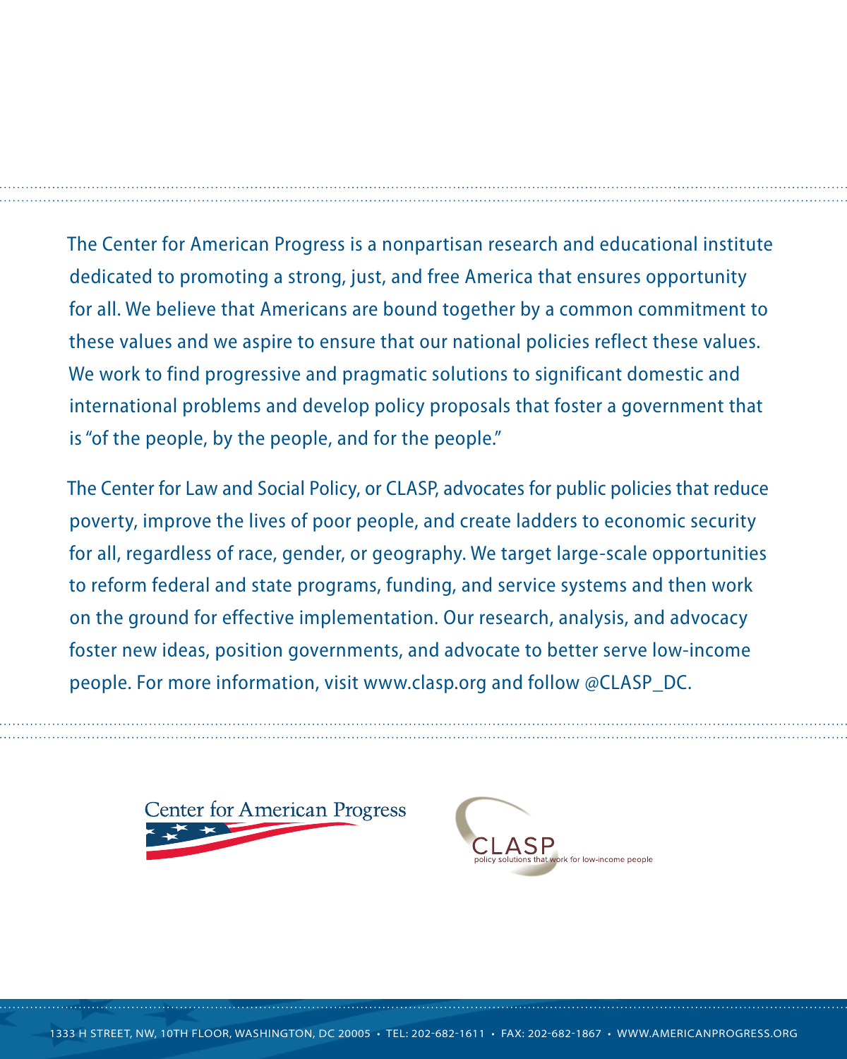The Center for American Progress is a nonpartisan research and educational institute dedicated to promoting a strong, just, and free America that ensures opportunity for all. We believe that Americans are bound together by a common commitment to these values and we aspire to ensure that our national policies reflect these values. We work to find progressive and pragmatic solutions to significant domestic and international problems and develop policy proposals that foster a government that is "of the people, by the people, and for the people."

The Center for Law and Social Policy, or CLASP, advocates for public policies that reduce poverty, improve the lives of poor people, and create ladders to economic security for all, regardless of race, gender, or geography. We target large-scale opportunities to reform federal and state programs, funding, and service systems and then work on the ground for effective implementation. Our research, analysis, and advocacy foster new ideas, position governments, and advocate to better serve low-income people. For more information, visit www.clasp.org and follow @CLASP_DC.

Center for American Progress

CLASP
policy solutions that work for low-income people

1333 H STREET, NW, 10TH FLOOR, WASHINGTON, DC 20005 • TEL: 202-682-1611 • FAX: 202-682-1867 • WWW.AMERICANPROGRESS.ORG